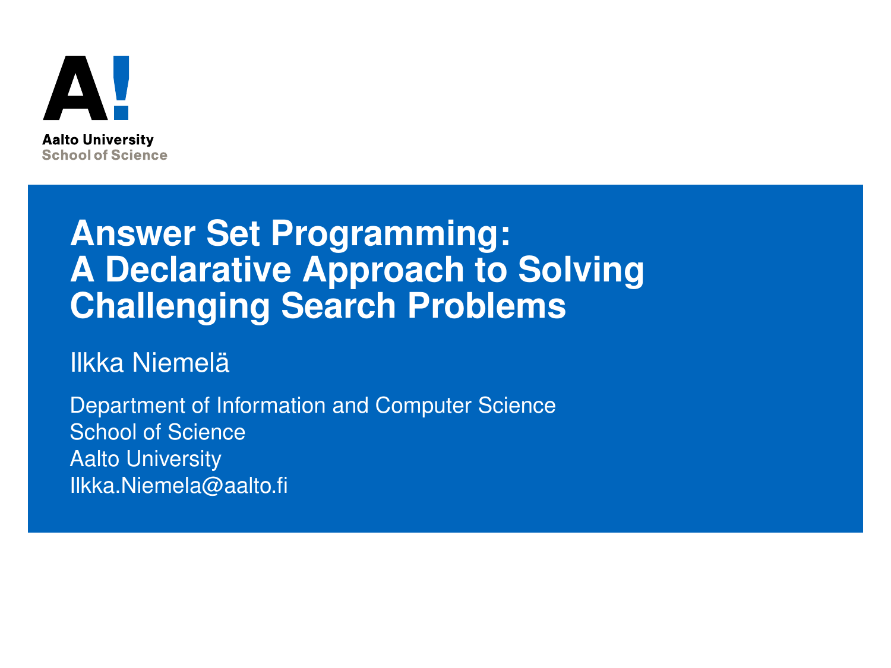Aalto University
School of Science

# Answer Set Programming: A Declarative Approach to Solving Challenging Search Problems

Ilkka Niemelä

Department of Information and Computer Science
School of Science
Aalto University
Ilkka.Niemela@aalto.fi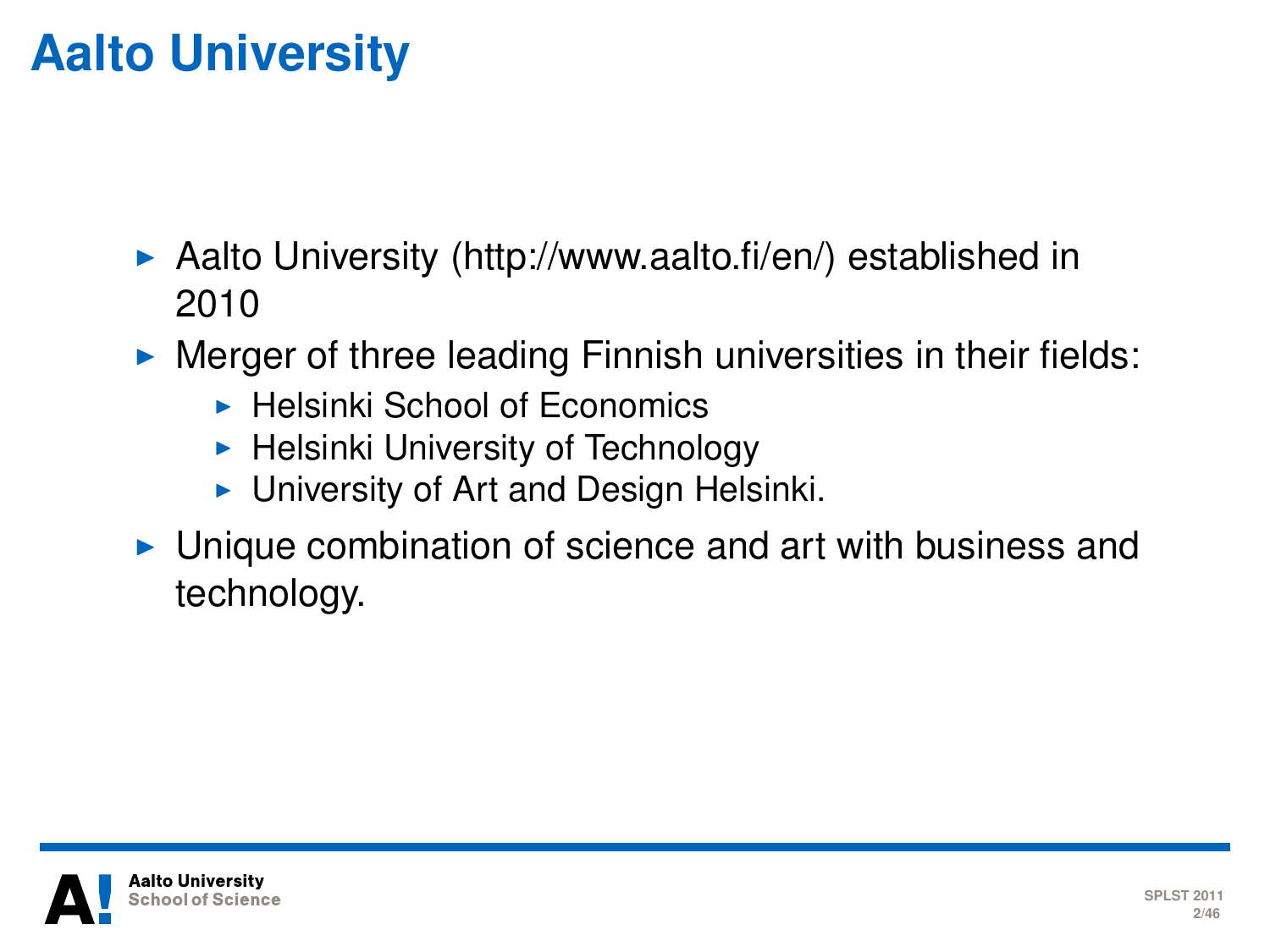# Aalto University

- Aalto University (http://www.aalto.fi/en/) established in 2010
- Merger of three leading Finnish universities in their fields:
  - Helsinki School of Economics
  - Helsinki University of Technology
  - University of Art and Design Helsinki.
- Unique combination of science and art with business and technology.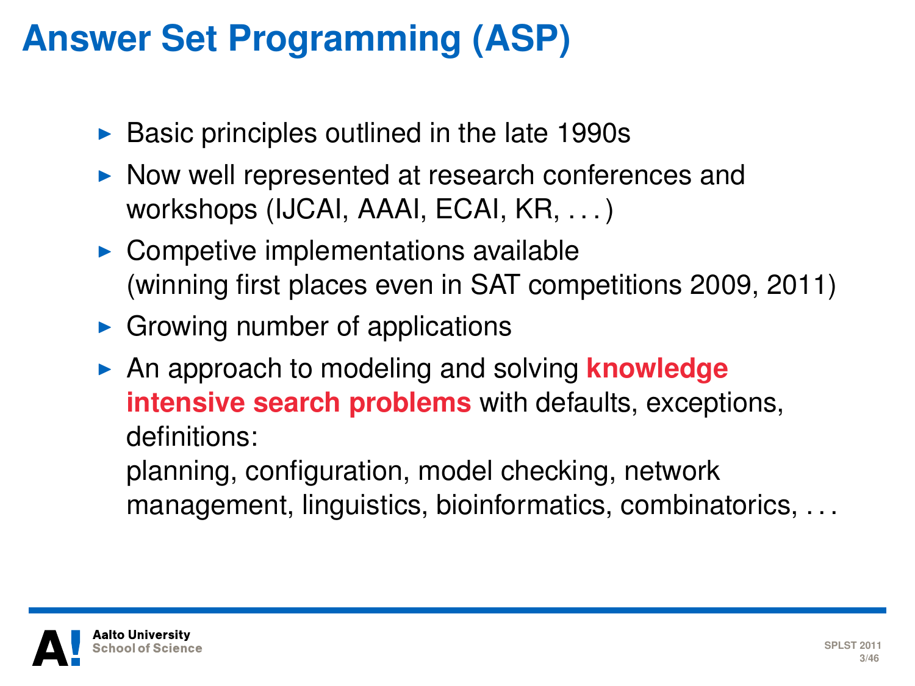# Answer Set Programming (ASP)

- Basic principles outlined in the late 1990s
- Now well represented at research conferences and workshops (IJCAI, AAAI, ECAI, KR, . . . )
- Competive implementations available (winning first places even in SAT competitions 2009, 2011)
- Growing number of applications
- An approach to modeling and solving **knowledge intensive search problems** with defaults, exceptions, definitions:
  planning, configuration, model checking, network management, linguistics, bioinformatics, combinatorics, . . .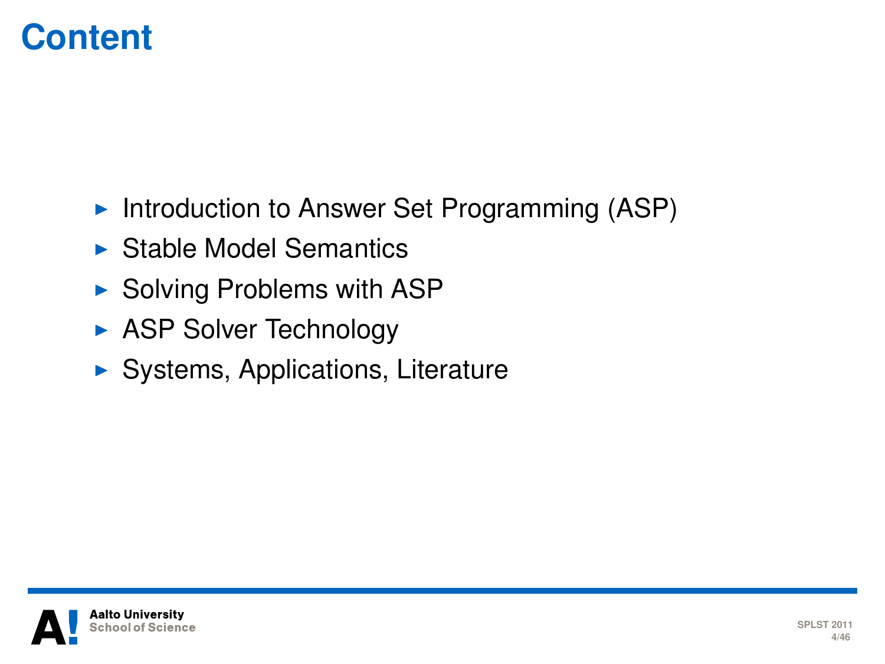# Content

- Introduction to Answer Set Programming (ASP)
- Stable Model Semantics
- Solving Problems with ASP
- ASP Solver Technology
- Systems, Applications, Literature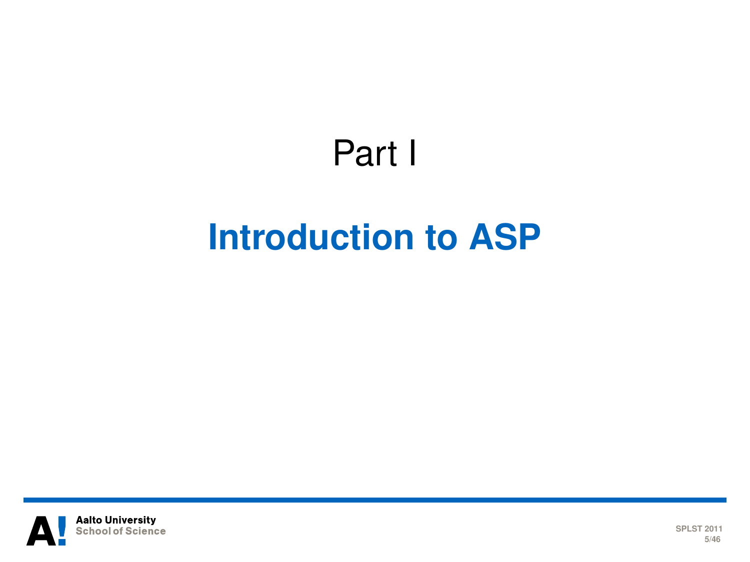# Part I

## Introduction to ASP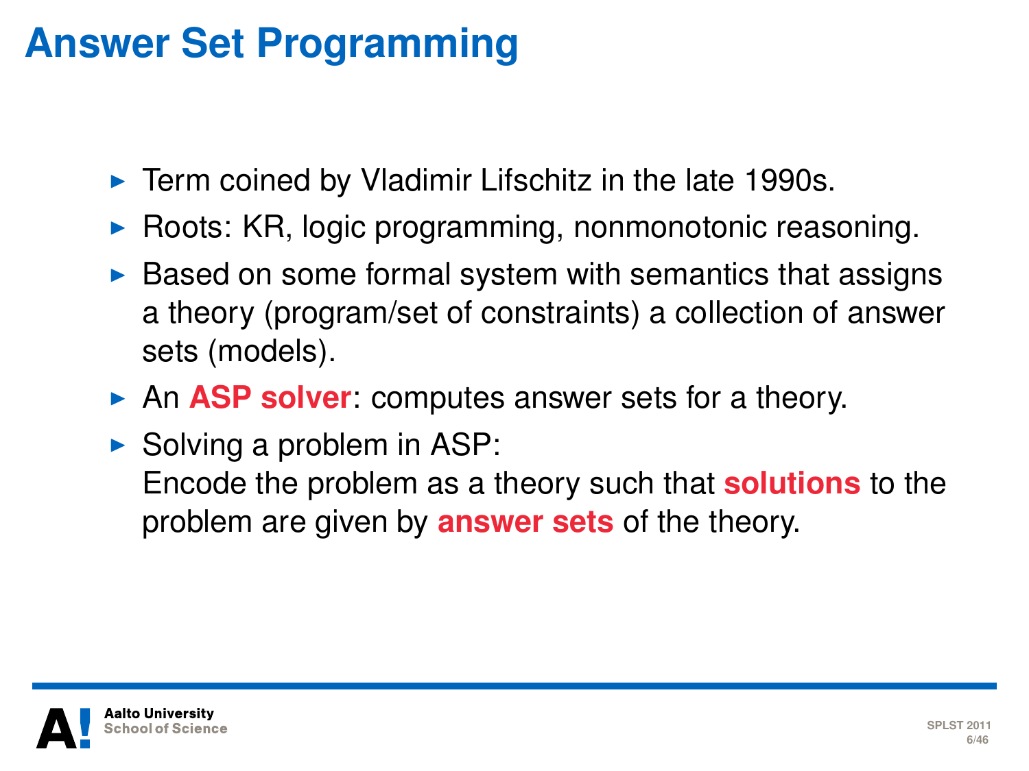# Answer Set Programming

- Term coined by Vladimir Lifschitz in the late 1990s.
- Roots: KR, logic programming, nonmonotonic reasoning.
- Based on some formal system with semantics that assigns a theory (program/set of constraints) a collection of answer sets (models).
- An **ASP solver**: computes answer sets for a theory.
- Solving a problem in ASP:
  Encode the problem as a theory such that **solutions** to the problem are given by **answer sets** of the theory.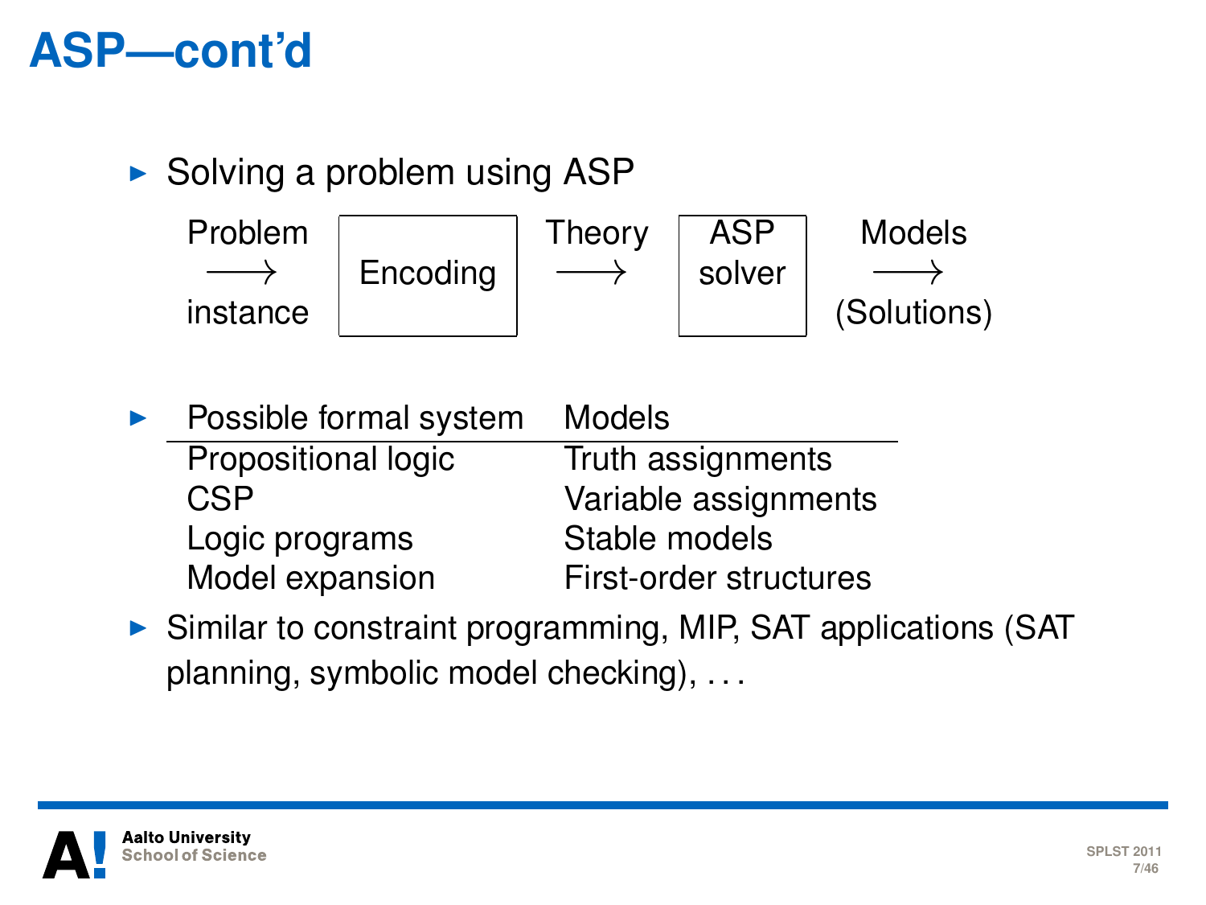# ASP—cont'd

- Solving a problem using ASP

  Problem instance $\longrightarrow$ **Encoding** $\longrightarrow$ Theory $\longrightarrow$ **ASP solver** $\longrightarrow$ Models (Solutions)

- | Possible formal system | Models |
  | --- | --- |
  | Propositional logic | Truth assignments |
  | CSP | Variable assignments |
  | Logic programs | Stable models |
  | Model expansion | First-order structures |

- Similar to constraint programming, MIP, SAT applications (SAT planning, symbolic model checking), . . .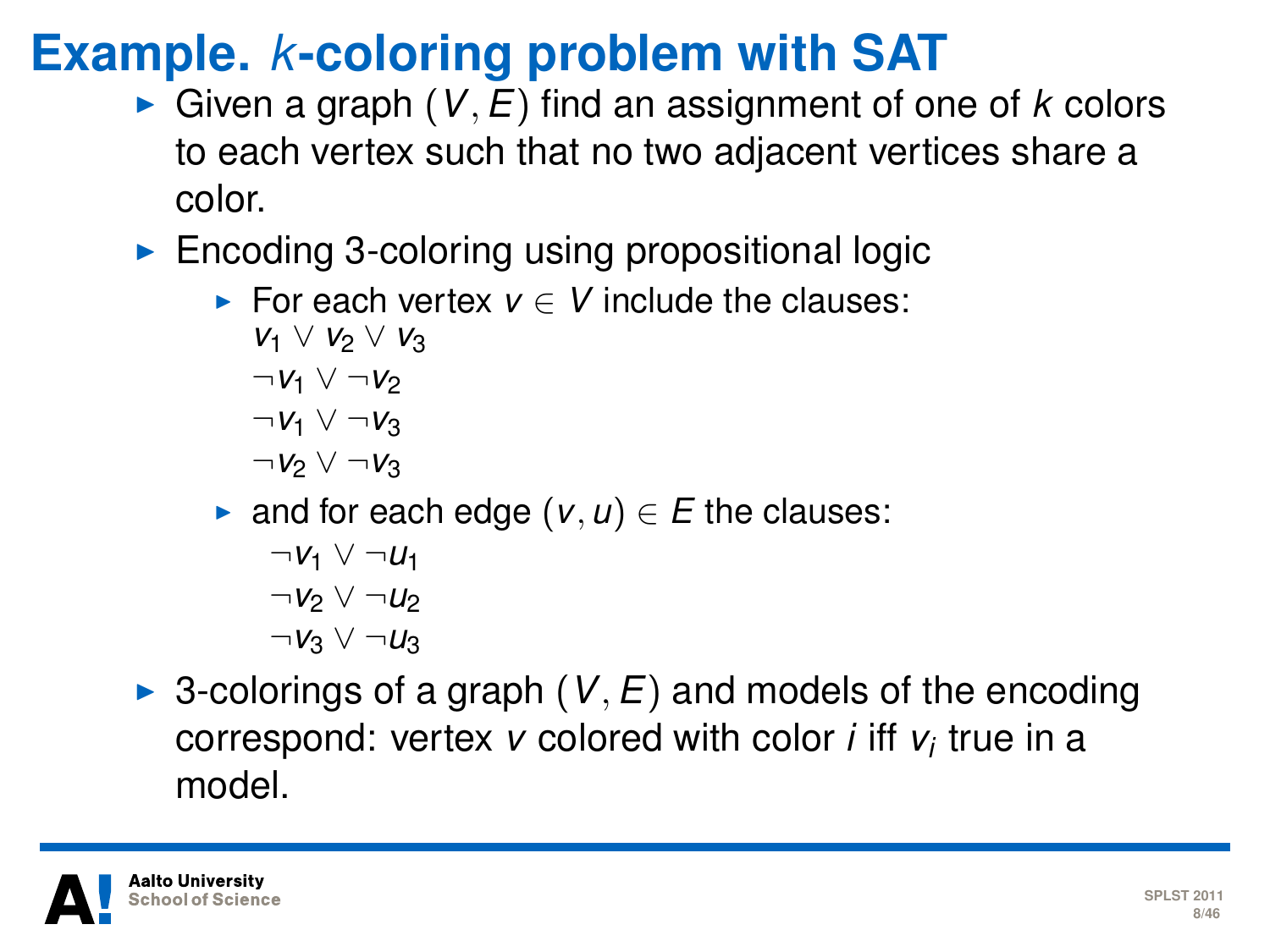# Example. *k*-coloring problem with SAT

- Given a graph $(V, E)$ find an assignment of one of $k$ colors to each vertex such that no two adjacent vertices share a color.
- Encoding 3-coloring using propositional logic
  - For each vertex $v \in V$ include the clauses:
    $v_1 \lor v_2 \lor v_3$
    $\neg v_1 \lor \neg v_2$
    $\neg v_1 \lor \neg v_3$
    $\neg v_2 \lor \neg v_3$
  - and for each edge $(v, u) \in E$ the clauses:
    $\neg v_1 \lor \neg u_1$
    $\neg v_2 \lor \neg u_2$
    $\neg v_3 \lor \neg u_3$
- 3-colorings of a graph $(V, E)$ and models of the encoding correspond: vertex $v$ colored with color $i$ iff $v_i$ true in a model.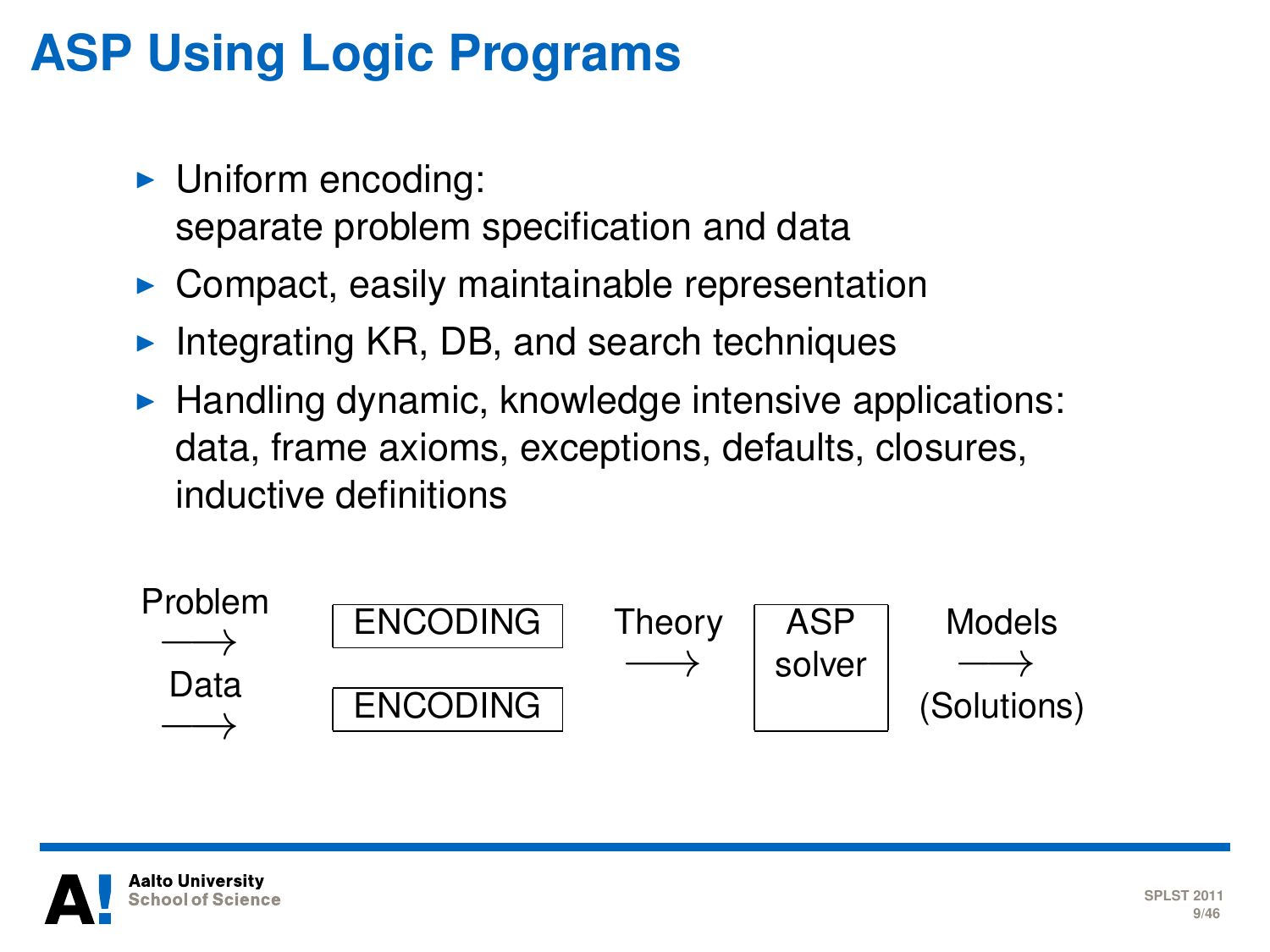# ASP Using Logic Programs

- Uniform encoding:
  separate problem specification and data
- Compact, easily maintainable representation
- Integrating KR, DB, and search techniques
- Handling dynamic, knowledge intensive applications:
  data, frame axioms, exceptions, defaults, closures, inductive definitions

Problem $\longrightarrow$ ENCODING

Data $\longrightarrow$ ENCODING

Theory $\longrightarrow$ ASP solver

Models $\longrightarrow$ (Solutions)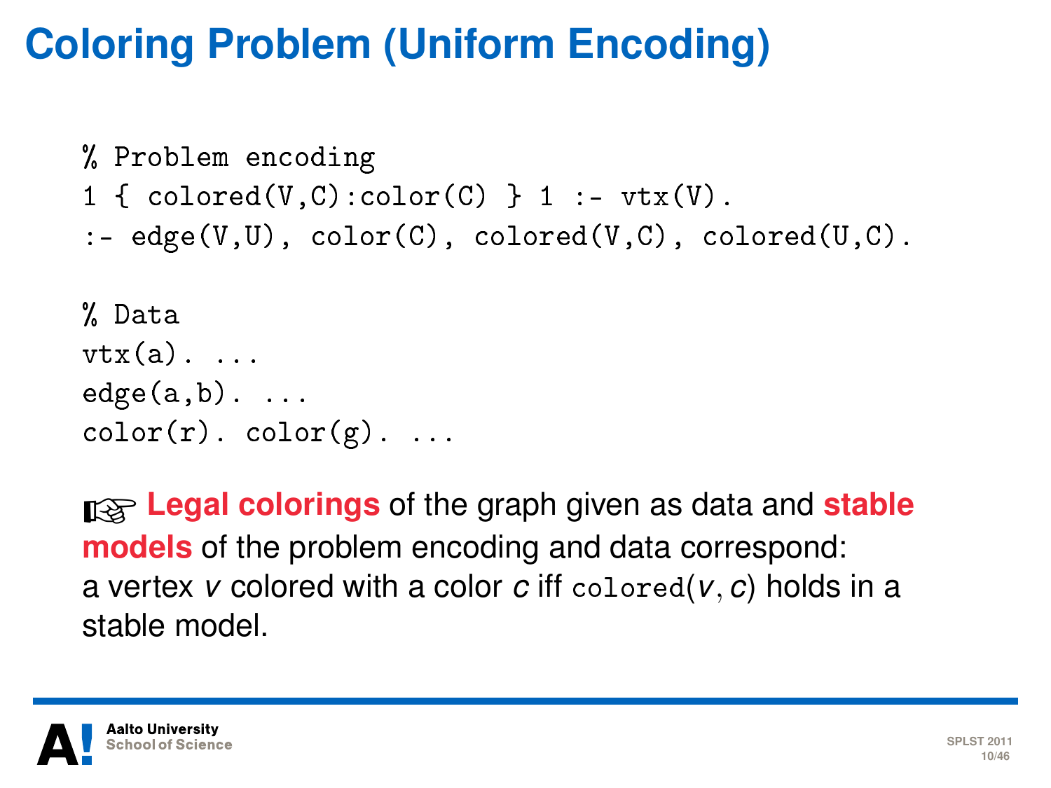# Coloring Problem (Uniform Encoding)

```
% Problem encoding
1 { colored(V,C):color(C) } 1 :- vtx(V).
:- edge(V,U), color(C), colored(V,C), colored(U,C).

% Data
vtx(a). ...
edge(a,b). ...
color(r). color(g). ...
```

☞ **Legal colorings** of the graph given as data and **stable models** of the problem encoding and data correspond: a vertex $v$ colored with a color $c$ iff colored($v$, $c$) holds in a stable model.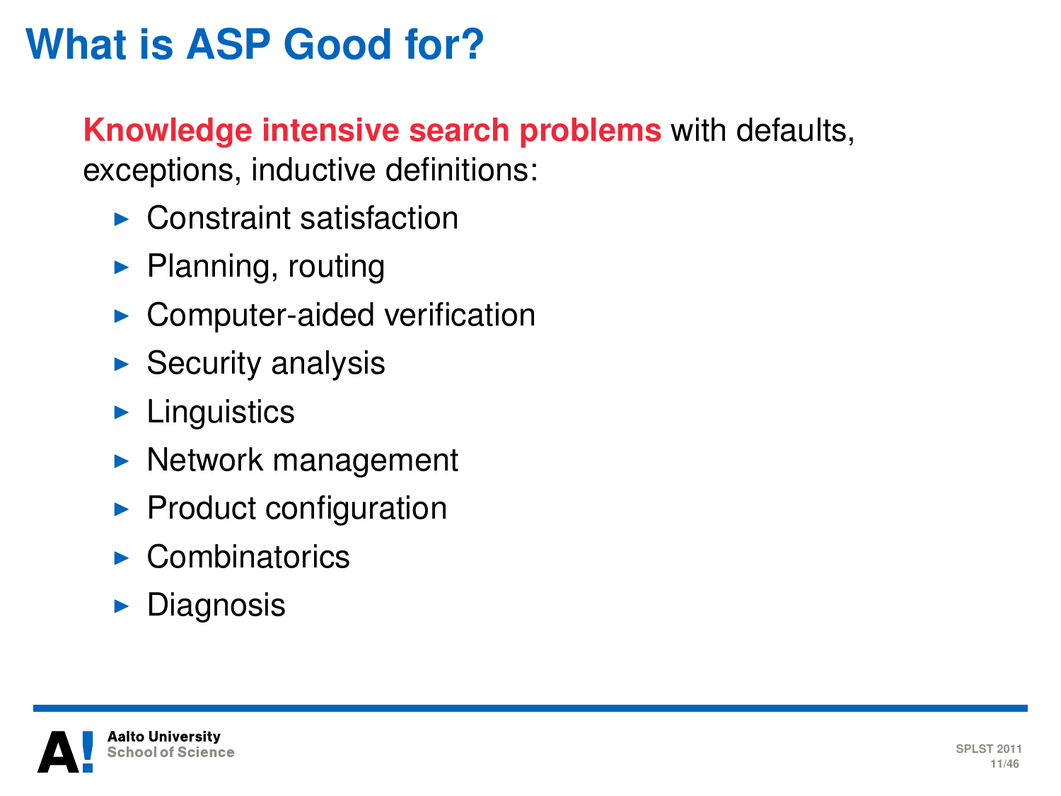# What is ASP Good for?

**Knowledge intensive search problems** with defaults, exceptions, inductive definitions:

- Constraint satisfaction
- Planning, routing
- Computer-aided verification
- Security analysis
- Linguistics
- Network management
- Product configuration
- Combinatorics
- Diagnosis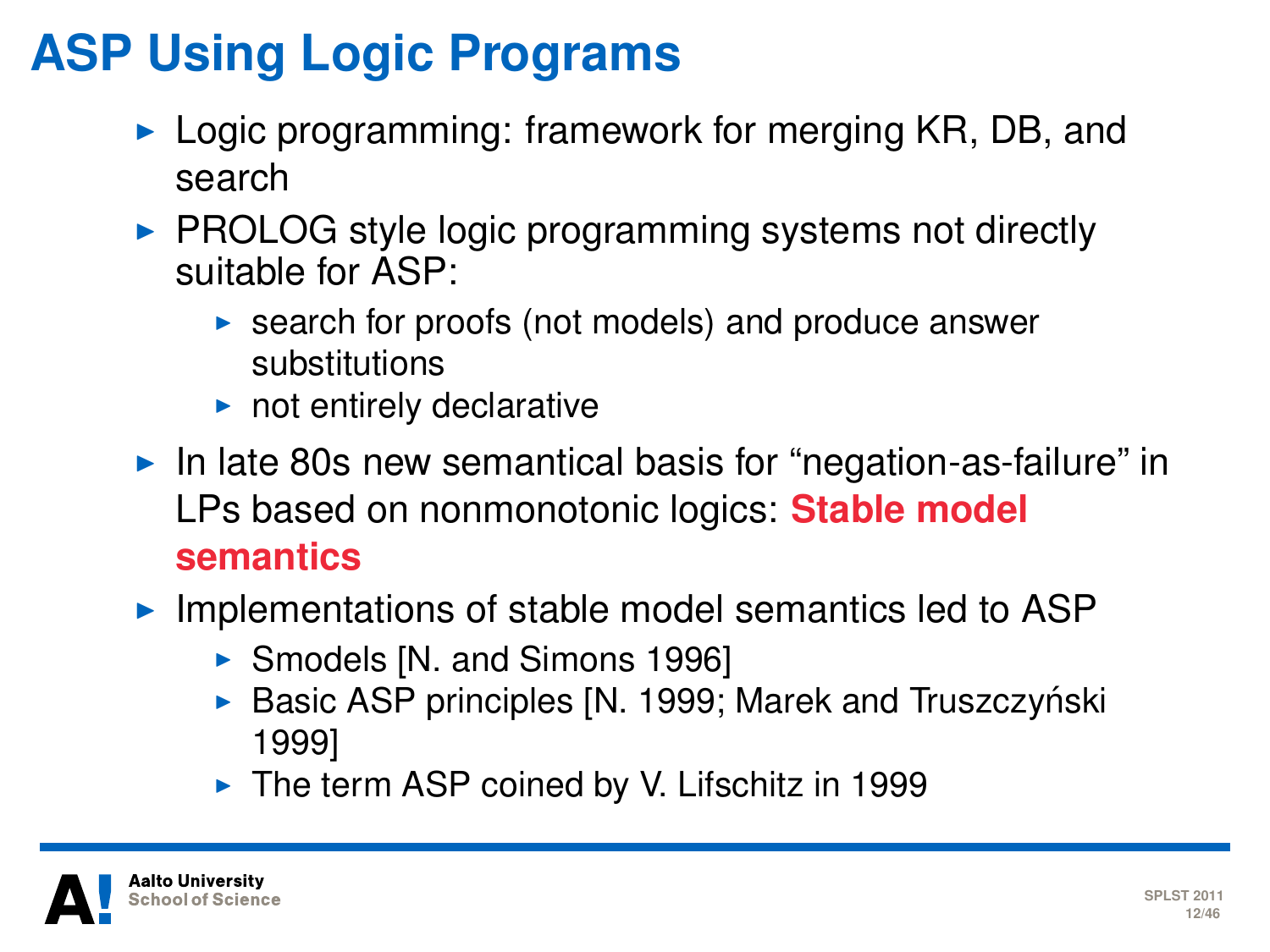# ASP Using Logic Programs

- Logic programming: framework for merging KR, DB, and search
- PROLOG style logic programming systems not directly suitable for ASP:
  - search for proofs (not models) and produce answer substitutions
  - not entirely declarative
- In late 80s new semantical basis for “negation-as-failure” in LPs based on nonmonotonic logics: **Stable model semantics**
- Implementations of stable model semantics led to ASP
  - Smodels [N. and Simons 1996]
  - Basic ASP principles [N. 1999; Marek and Truszczyński 1999]
  - The term ASP coined by V. Lifschitz in 1999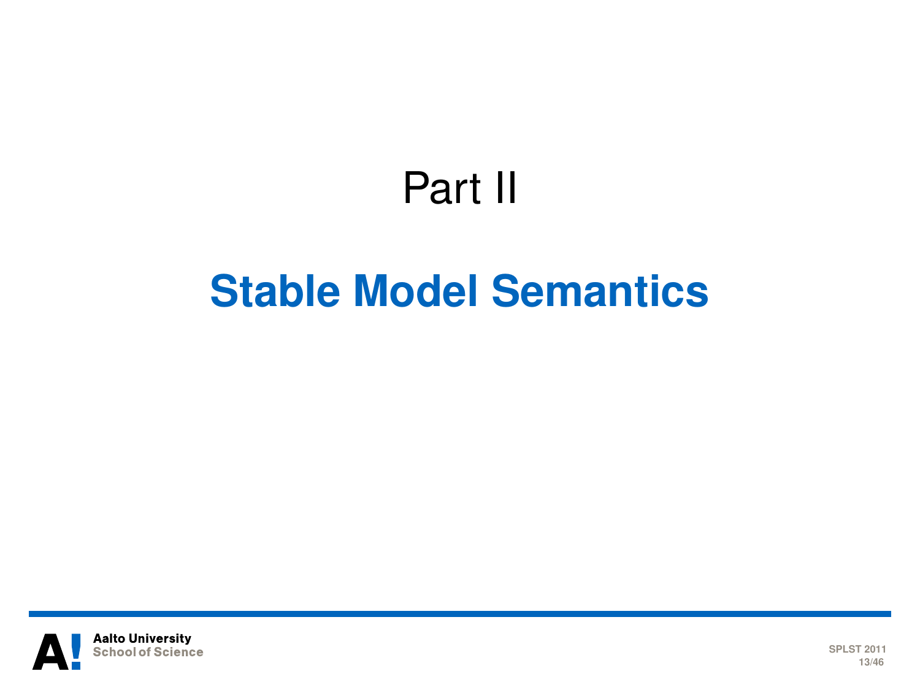# Part II

# Stable Model Semantics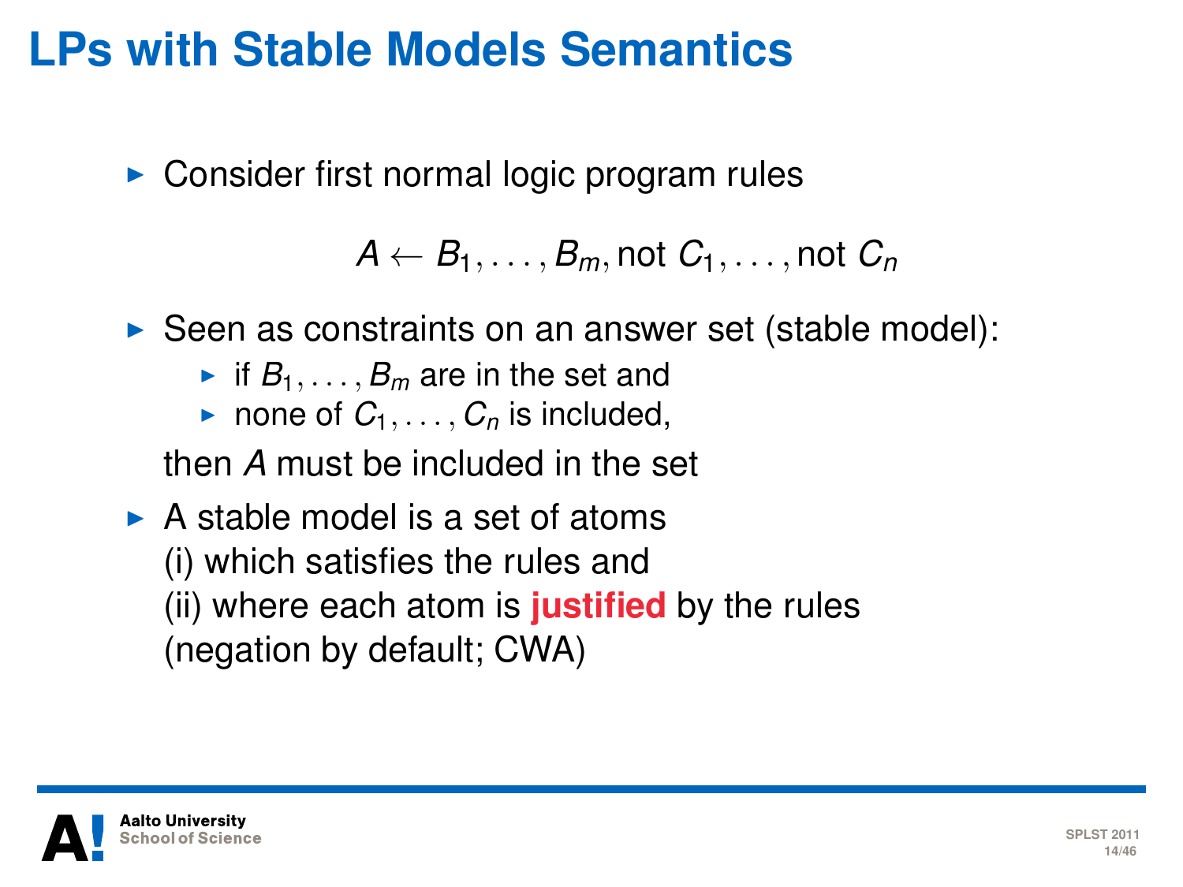# LPs with Stable Models Semantics

- Consider first normal logic program rules

$$A \leftarrow B_1, \ldots, B_m, \text{not } C_1, \ldots, \text{not } C_n$$

- Seen as constraints on an answer set (stable model):
  - if $B_1, \ldots, B_m$ are in the set and
  - none of $C_1, \ldots, C_n$ is included,

  then $A$ must be included in the set

- A stable model is a set of atoms
  (i) which satisfies the rules and
  (ii) where each atom is **justified** by the rules
  (negation by default; CWA)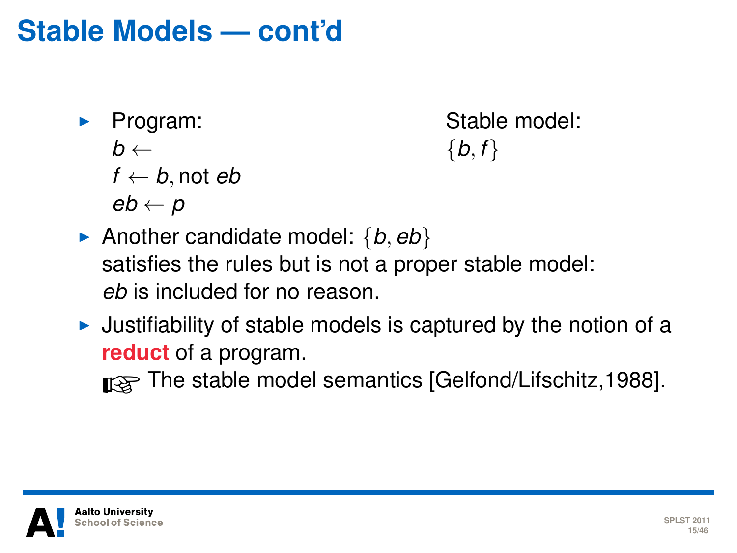# Stable Models — cont'd

- Program:
  $b \leftarrow$
  $f \leftarrow b, \text{not } eb$
  $eb \leftarrow p$

  Stable model:
  $\{b, f\}$

- Another candidate model: $\{b, eb\}$
  satisfies the rules but is not a proper stable model:
  *eb* is included for no reason.

- Justifiability of stable models is captured by the notion of a **reduct** of a program.
  ☞ The stable model semantics [Gelfond/Lifschitz,1988].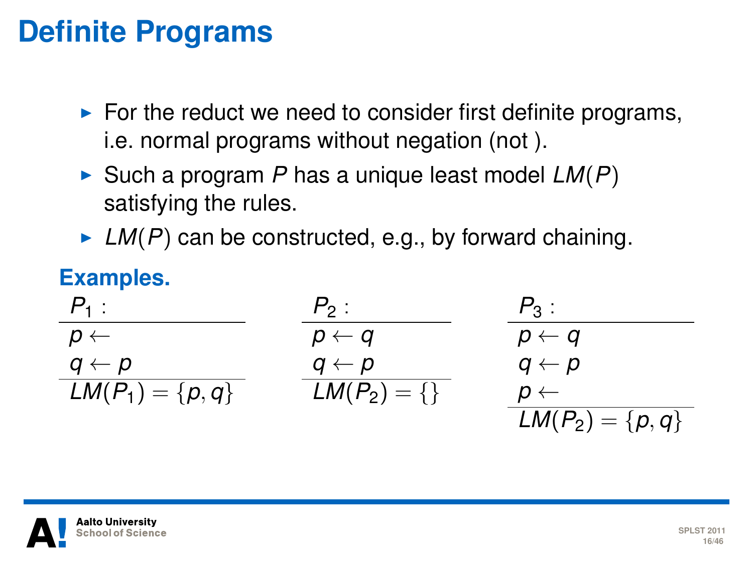# Definite Programs

- For the reduct we need to consider first definite programs, i.e. normal programs without negation (not ).
- Such a program $P$ has a unique least model $LM(P)$ satisfying the rules.
- $LM(P)$ can be constructed, e.g., by forward chaining.

**Examples.**

| $P_1$ : |
| --- |
| $p \leftarrow$ |
| $q \leftarrow p$ |
| $LM(P_1) = \{p, q\}$ |

| $P_2$ : |
| --- |
| $p \leftarrow q$ |
| $q \leftarrow p$ |
| $LM(P_2) = \{\}$ |

| $P_3$ : |
| --- |
| $p \leftarrow q$ |
| $q \leftarrow p$ |
| $p \leftarrow$ |
| $LM(P_2) = \{p, q\}$ |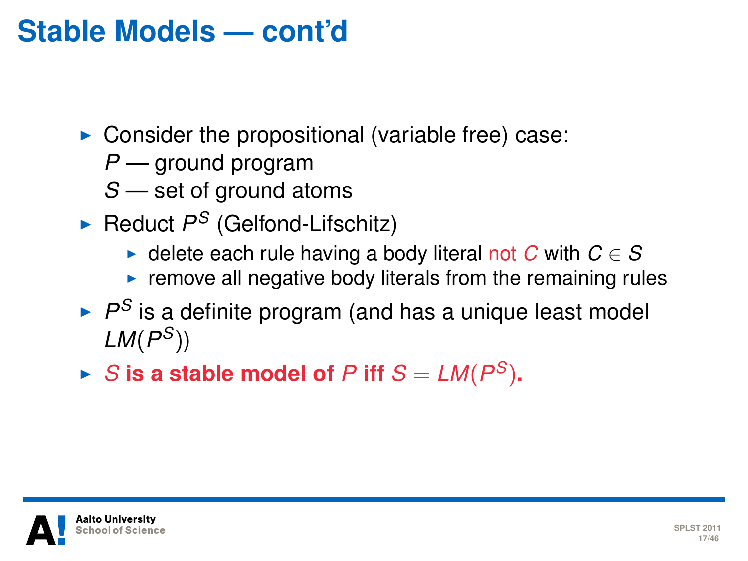# Stable Models — cont'd

- Consider the propositional (variable free) case:
  $P$ — ground program
  $S$ — set of ground atoms
- Reduct $P^S$ (Gelfond-Lifschitz)
  - delete each rule having a body literal not $C$ with $C \in S$
  - remove all negative body literals from the remaining rules
- $P^S$ is a definite program (and has a unique least model $LM(P^S)$)
- **$S$ is a stable model of $P$ iff $S = LM(P^S)$.**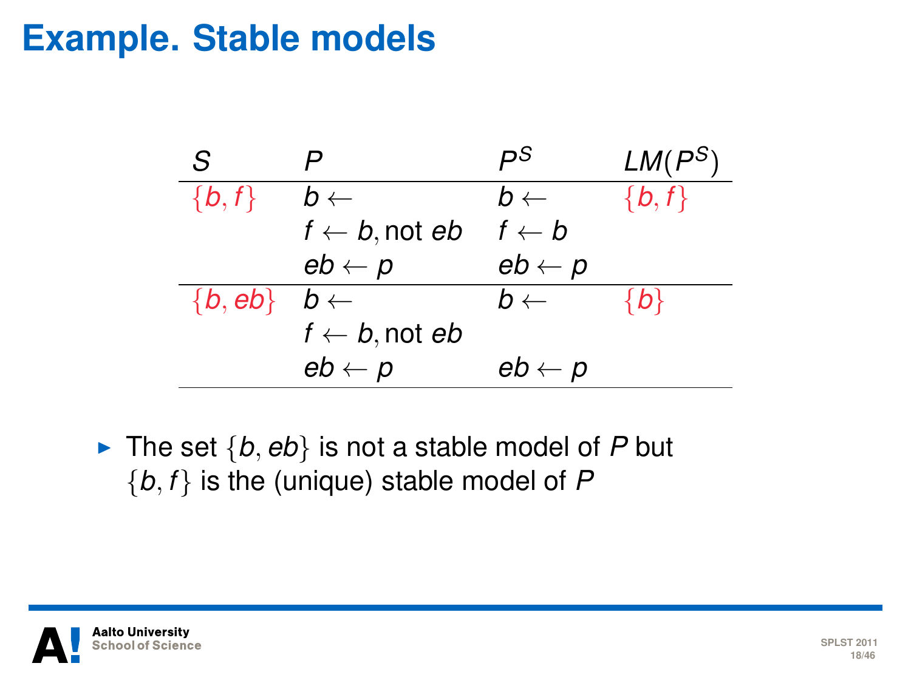# Example. Stable models

| $S$ | $P$ | $P^S$ | $LM(P^S)$ |
|---|---|---|---|
| $\{b, f\}$ | $b \leftarrow$ | $b \leftarrow$ | $\{b, f\}$ |
| | $f \leftarrow b, \text{not } eb$ | $f \leftarrow b$ | |
| | $eb \leftarrow p$ | $eb \leftarrow p$ | |
| $\{b, eb\}$ | $b \leftarrow$ | $b \leftarrow$ | $\{b\}$ |
| | $f \leftarrow b, \text{not } eb$ | | |
| | $eb \leftarrow p$ | $eb \leftarrow p$ | |

- The set $\{b, eb\}$ is not a stable model of $P$ but $\{b, f\}$ is the (unique) stable model of $P$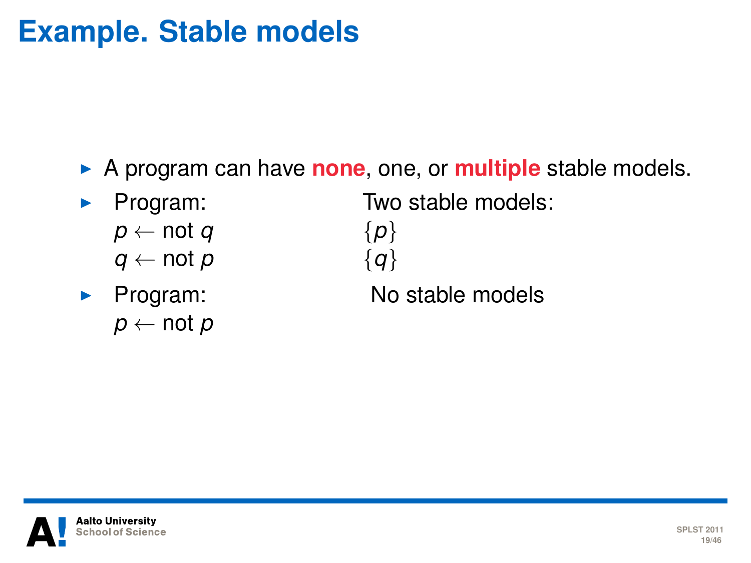# Example. Stable models

- A program can have **none**, one, or **multiple** stable models.
- Program:
  $p \leftarrow \text{not } q$
  $q \leftarrow \text{not } p$

  Two stable models:
  $\{p\}$
  $\{q\}$
- Program:
  $p \leftarrow \text{not } p$

  No stable models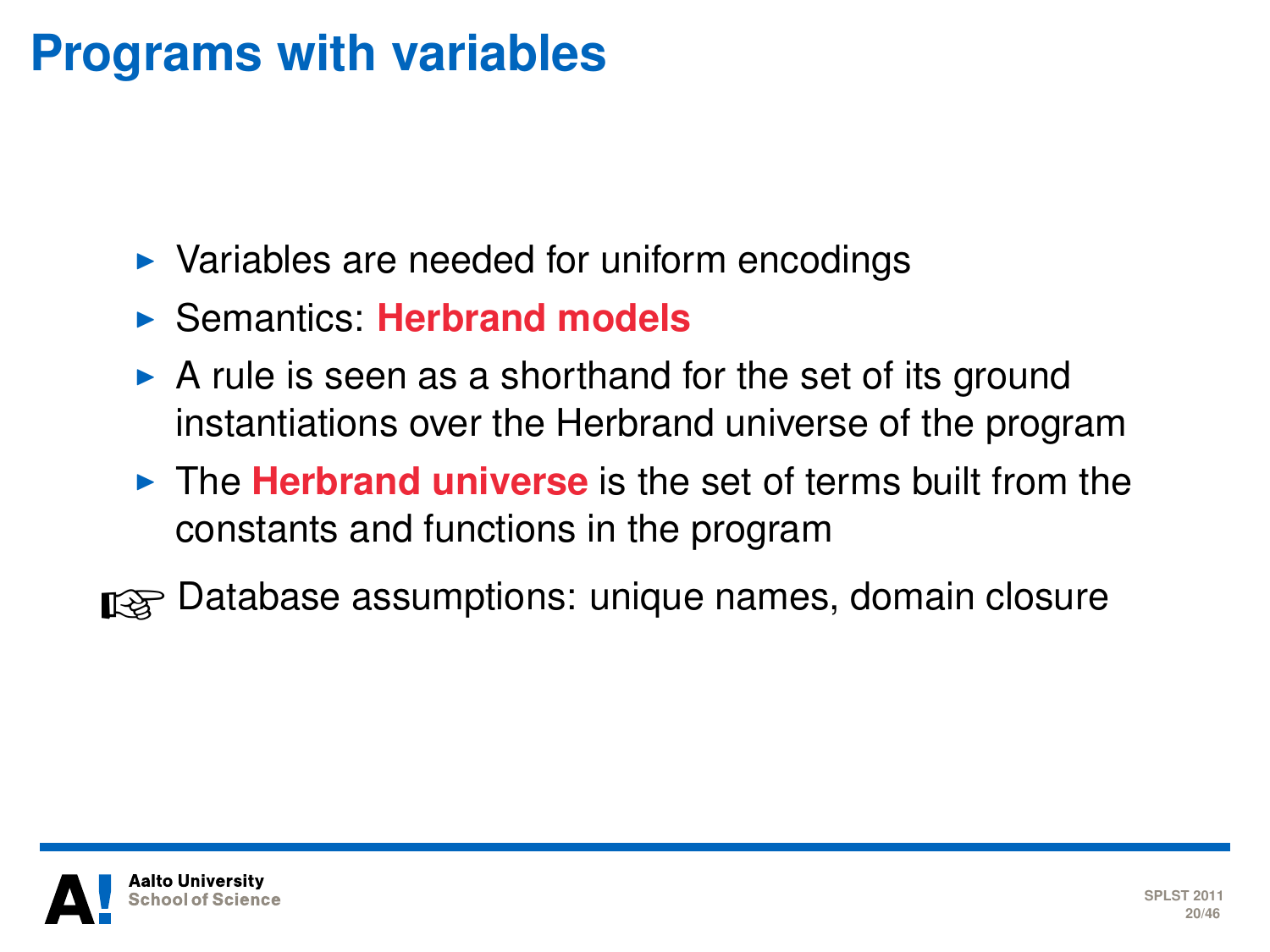# Programs with variables

- Variables are needed for uniform encodings
- Semantics: **Herbrand models**
- A rule is seen as a shorthand for the set of its ground instantiations over the Herbrand universe of the program
- The **Herbrand universe** is the set of terms built from the constants and functions in the program

☞ Database assumptions: unique names, domain closure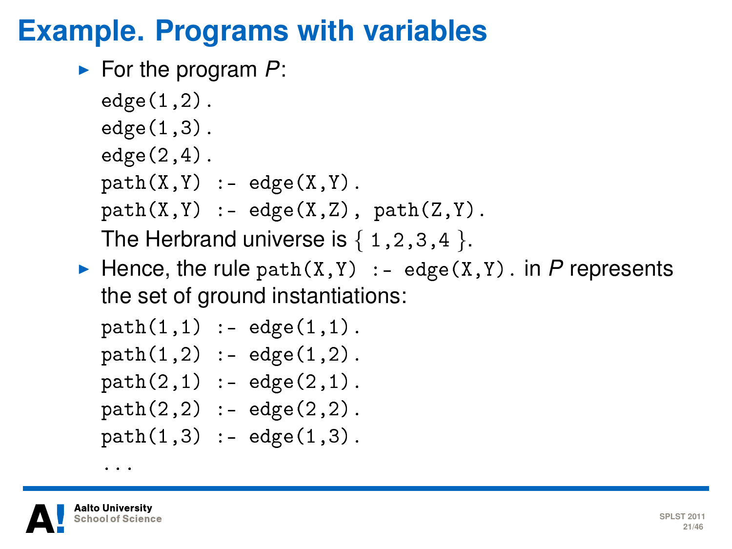# Example. Programs with variables

- For the program *P*:

```
edge(1,2).
edge(1,3).
edge(2,4).
path(X,Y) :- edge(X,Y).
path(X,Y) :- edge(X,Z), path(Z,Y).
```

  The Herbrand universe is { `1,2,3,4` }.

- Hence, the rule `path(X,Y) :- edge(X,Y).` in *P* represents the set of ground instantiations:

```
path(1,1) :- edge(1,1).
path(1,2) :- edge(1,2).
path(2,1) :- edge(2,1).
path(2,2) :- edge(2,2).
path(1,3) :- edge(1,3).
...
```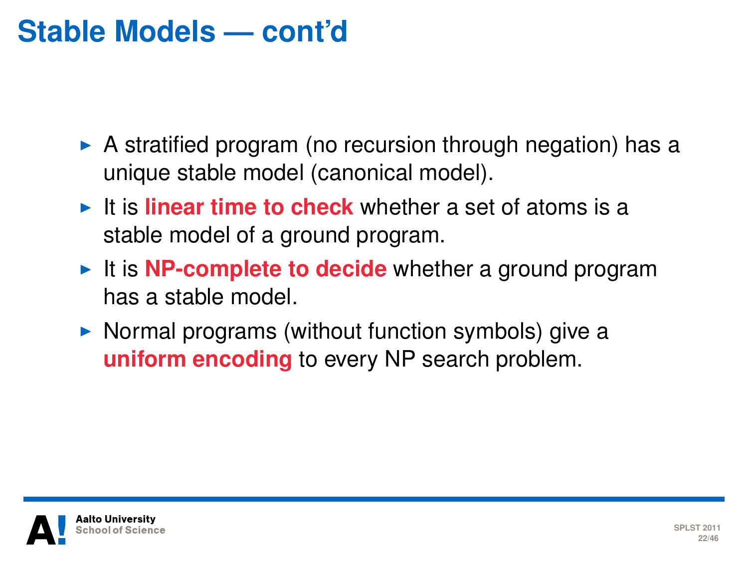# Stable Models — cont'd

- A stratified program (no recursion through negation) has a unique stable model (canonical model).
- It is **linear time to check** whether a set of atoms is a stable model of a ground program.
- It is **NP-complete to decide** whether a ground program has a stable model.
- Normal programs (without function symbols) give a **uniform encoding** to every NP search problem.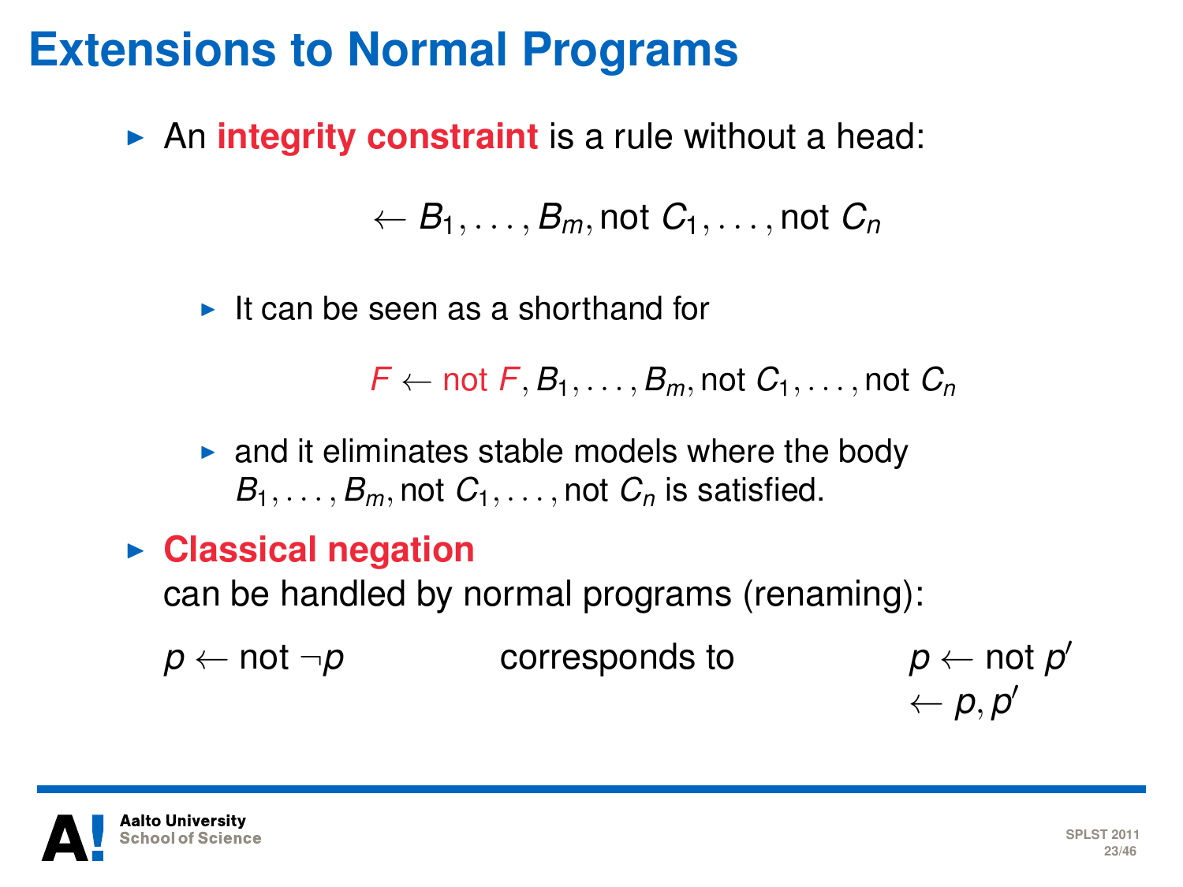# Extensions to Normal Programs

- An **integrity constraint** is a rule without a head:

$$\leftarrow B_1, \ldots, B_m, \text{not } C_1, \ldots, \text{not } C_n$$

  - It can be seen as a shorthand for

$$F \leftarrow \text{not } F, B_1, \ldots, B_m, \text{not } C_1, \ldots, \text{not } C_n$$

  - and it eliminates stable models where the body $B_1, \ldots, B_m, \text{not } C_1, \ldots, \text{not } C_n$ is satisfied.

- **Classical negation**
  can be handled by normal programs (renaming):

| | | |
|---|---|---|
| $p \leftarrow \text{not } \neg p$ | corresponds to | $p \leftarrow \text{not } p'$ |
| | | $\leftarrow p, p'$ |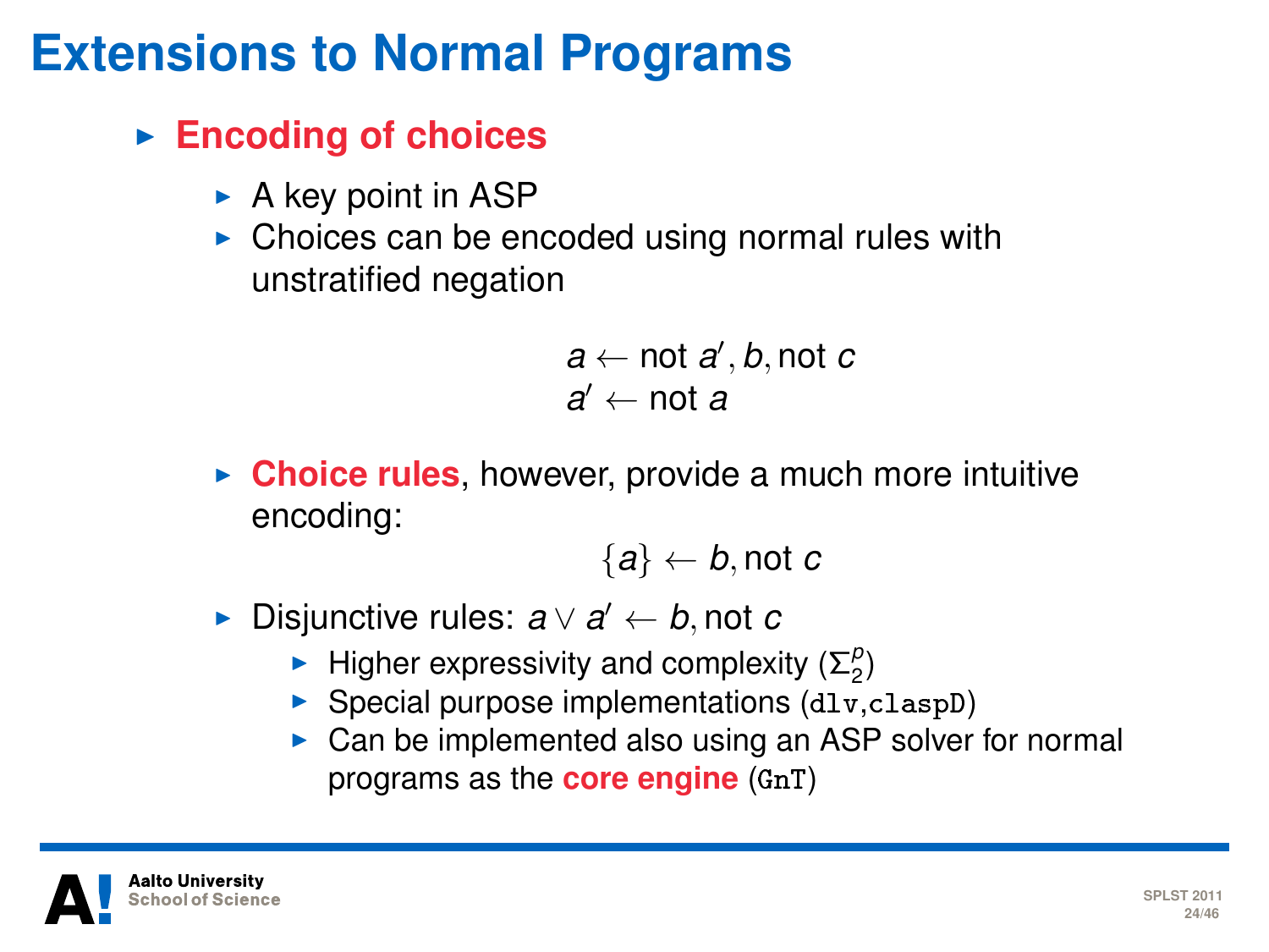# Extensions to Normal Programs

- **Encoding of choices**
  - A key point in ASP
  - Choices can be encoded using normal rules with unstratified negation

$$
\begin{aligned}
a &\leftarrow \text{not } a', b, \text{not } c \\
a' &\leftarrow \text{not } a
\end{aligned}
$$

  - **Choice rules**, however, provide a much more intuitive encoding:

$$
\{a\} \leftarrow b, \text{not } c
$$

  - Disjunctive rules: $a \vee a' \leftarrow b, \text{not } c$
    - Higher expressivity and complexity ($\Sigma_2^p$)
    - Special purpose implementations (`dlv`,`claspD`)
    - Can be implemented also using an ASP solver for normal programs as the **core engine** (`GnT`)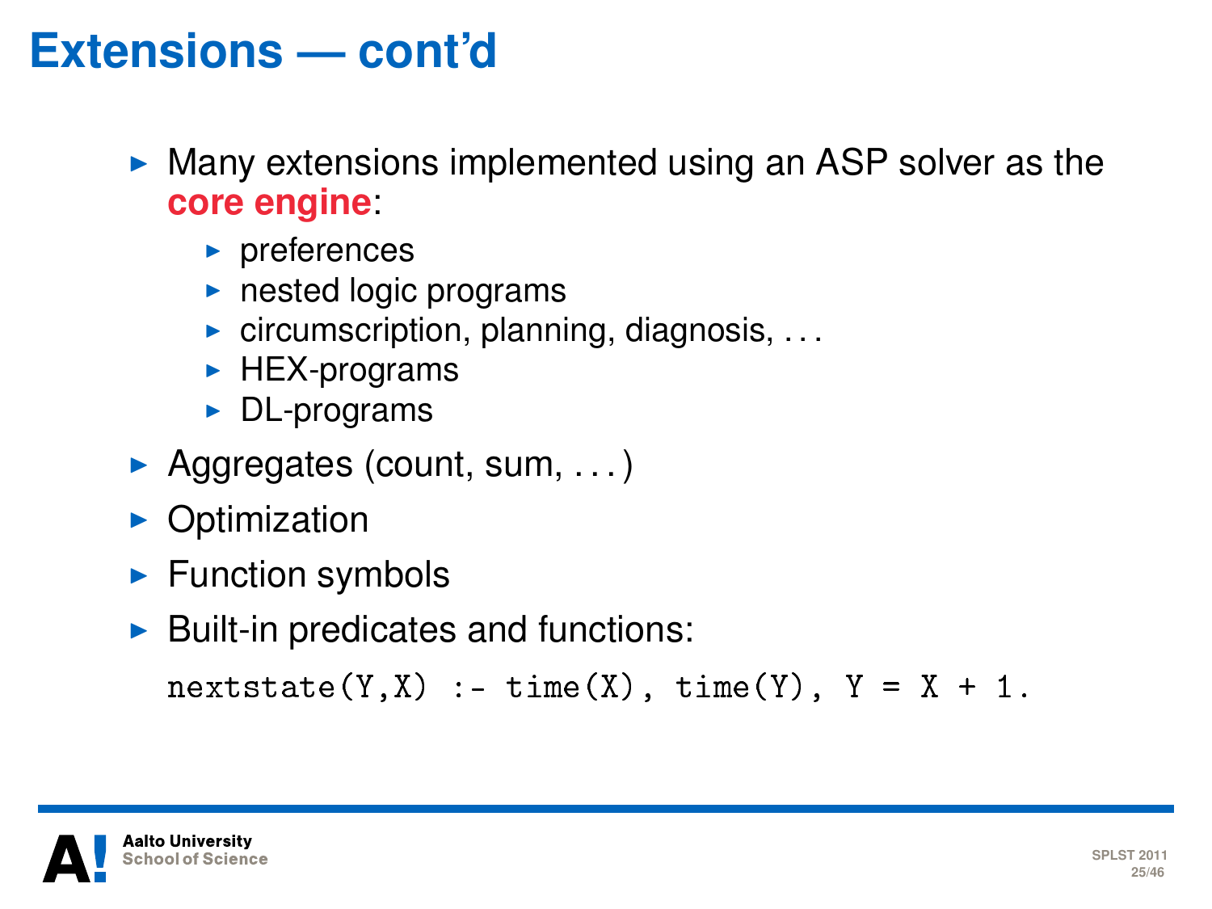# Extensions — cont'd

- Many extensions implemented using an ASP solver as the **core engine**:
  - preferences
  - nested logic programs
  - circumscription, planning, diagnosis, . . .
  - HEX-programs
  - DL-programs
- Aggregates (count, sum, . . . )
- Optimization
- Function symbols
- Built-in predicates and functions:

```
nextstate(Y,X) :- time(X), time(Y), Y = X + 1.
```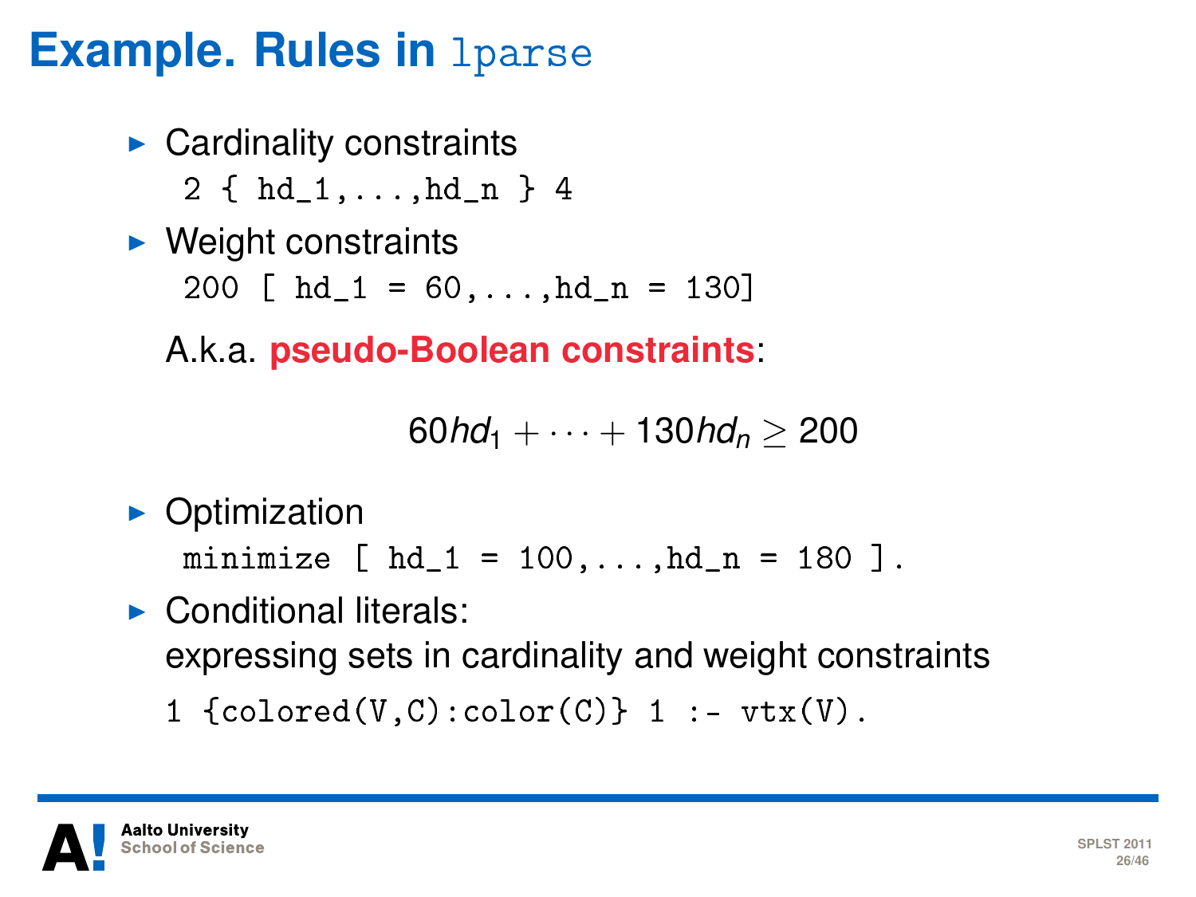# Example. Rules in `lparse`

- Cardinality constraints

```
2 { hd_1,...,hd_n } 4
```

- Weight constraints

```
200 [ hd_1 = 60,...,hd_n = 130]
```

  A.k.a. **pseudo-Boolean constraints**:

$$60hd_1 + \cdots + 130hd_n \geq 200$$

- Optimization

```
minimize [ hd_1 = 100,...,hd_n = 180 ].
```

- Conditional literals:
  expressing sets in cardinality and weight constraints

```
1 {colored(V,C):color(C)} 1 :- vtx(V).
```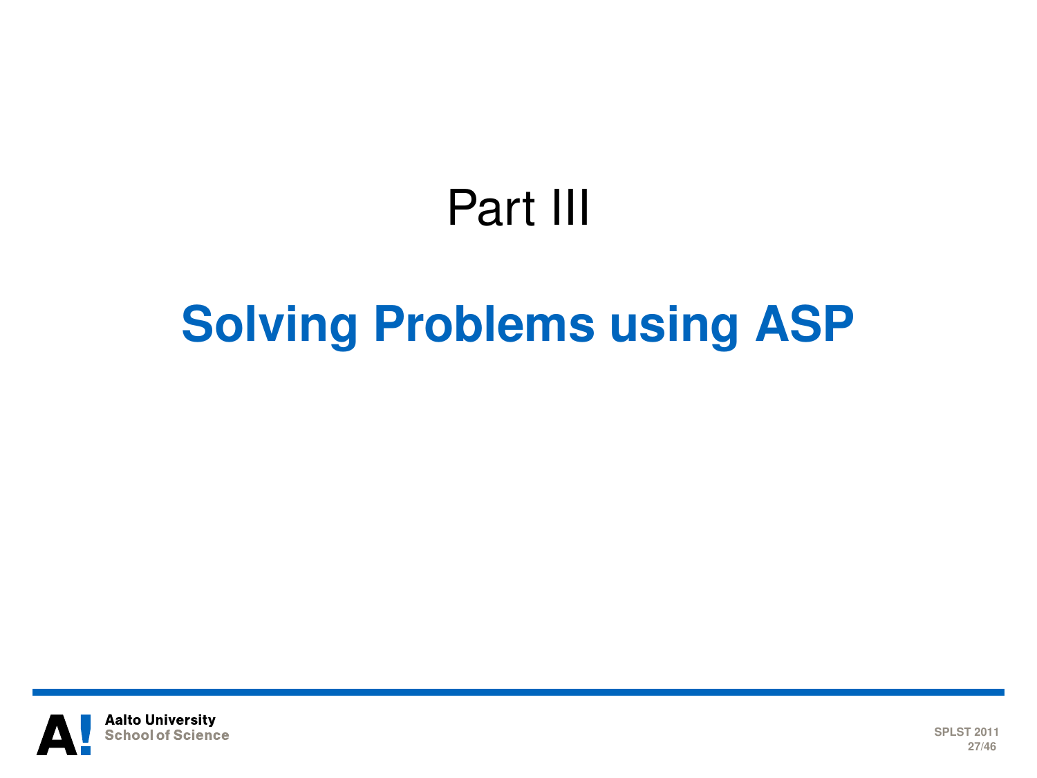# Part III

## Solving Problems using ASP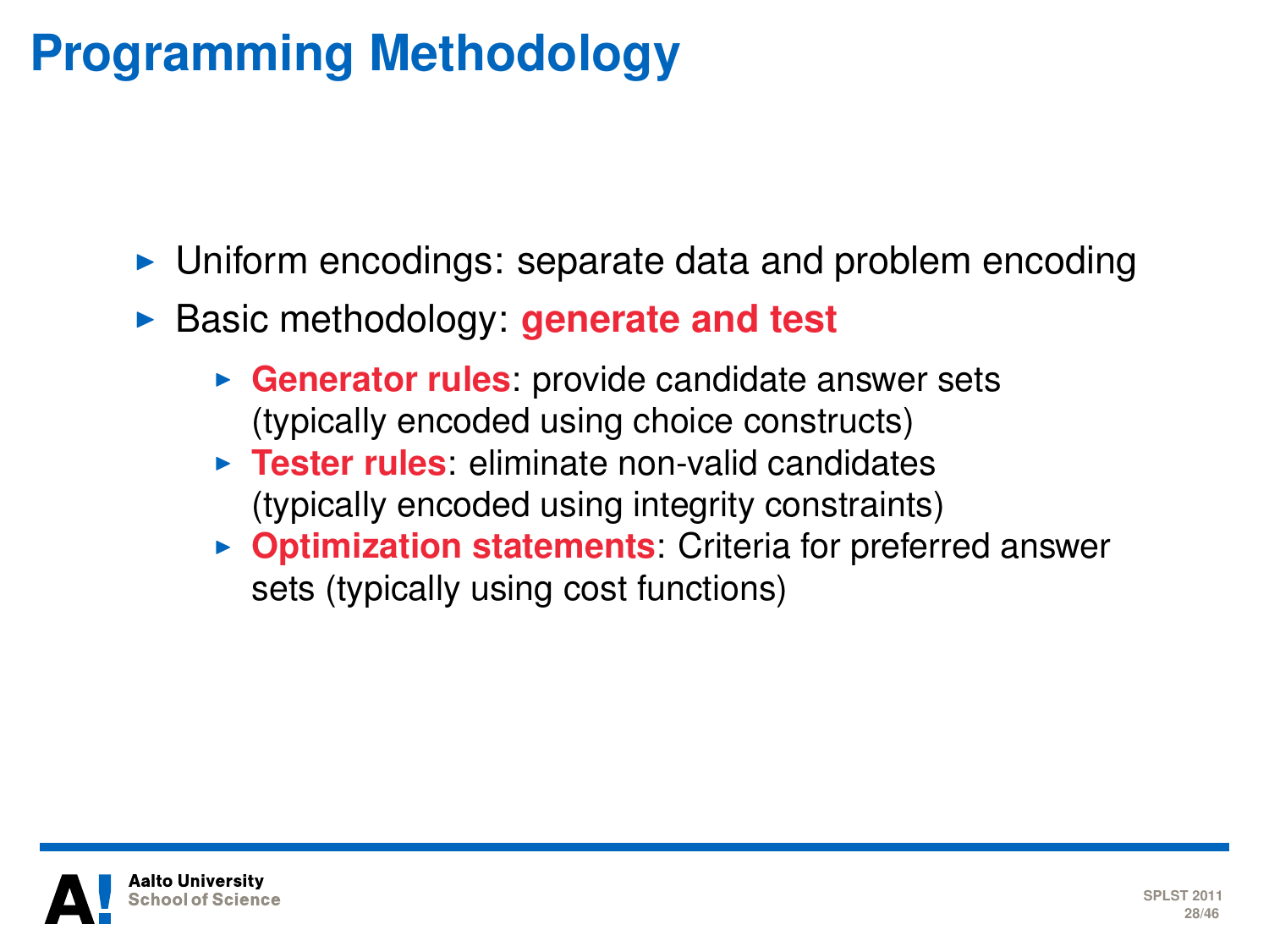# Programming Methodology

- Uniform encodings: separate data and problem encoding
- Basic methodology: **generate and test**
  - **Generator rules**: provide candidate answer sets (typically encoded using choice constructs)
  - **Tester rules**: eliminate non-valid candidates (typically encoded using integrity constraints)
  - **Optimization statements**: Criteria for preferred answer sets (typically using cost functions)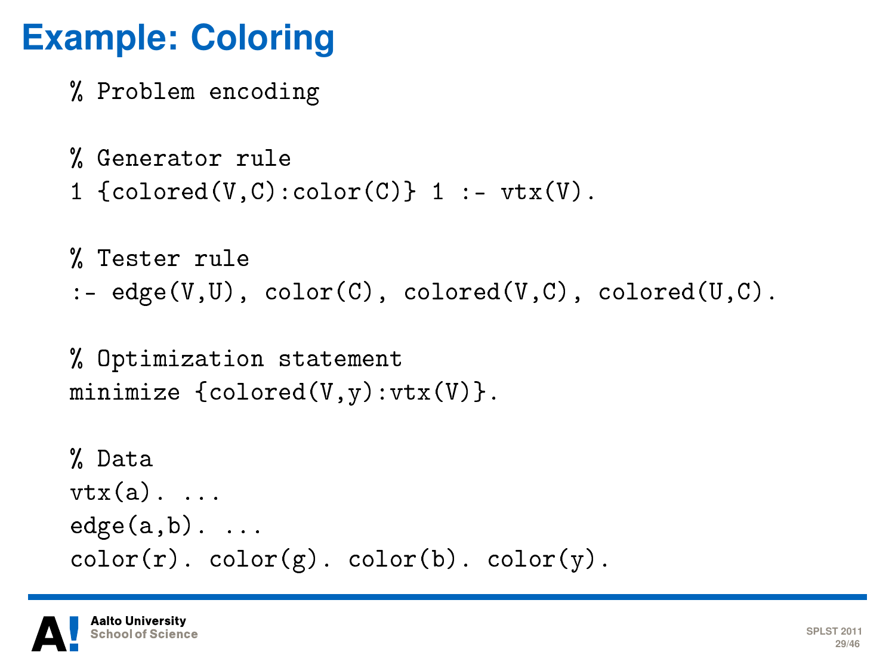# Example: Coloring

```
% Problem encoding

% Generator rule
1 {colored(V,C):color(C)} 1 :- vtx(V).

% Tester rule
:- edge(V,U), color(C), colored(V,C), colored(U,C).

% Optimization statement
minimize {colored(V,y):vtx(V)}.

% Data
vtx(a). ...
edge(a,b). ...
color(r). color(g). color(b). color(y).
```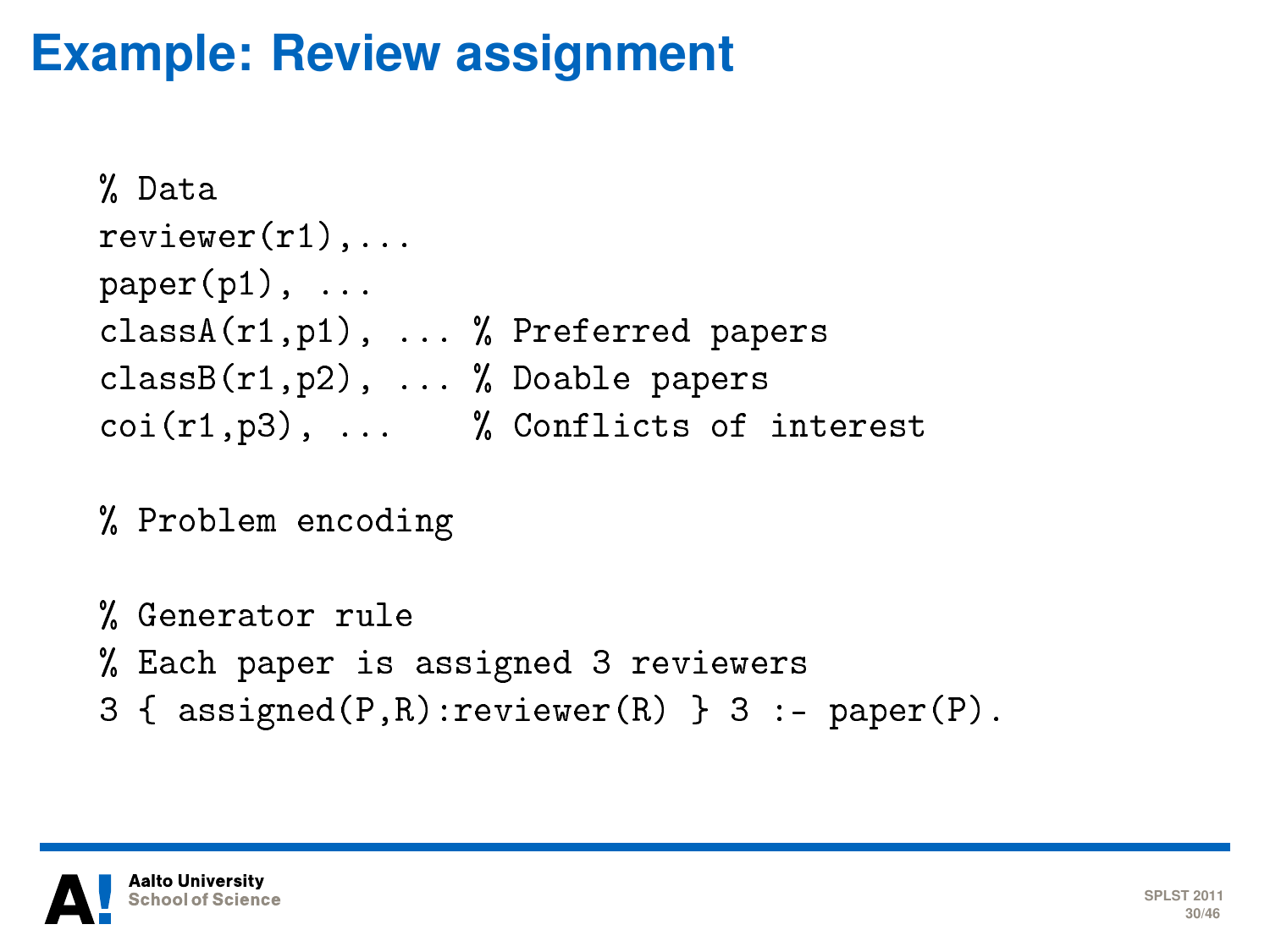# Example: Review assignment

```
% Data
reviewer(r1),...
paper(p1), ...
classA(r1,p1), ... % Preferred papers
classB(r1,p2), ... % Doable papers
coi(r1,p3), ...    % Conflicts of interest

% Problem encoding

% Generator rule
% Each paper is assigned 3 reviewers
3 { assigned(P,R):reviewer(R) } 3 :- paper(P).
```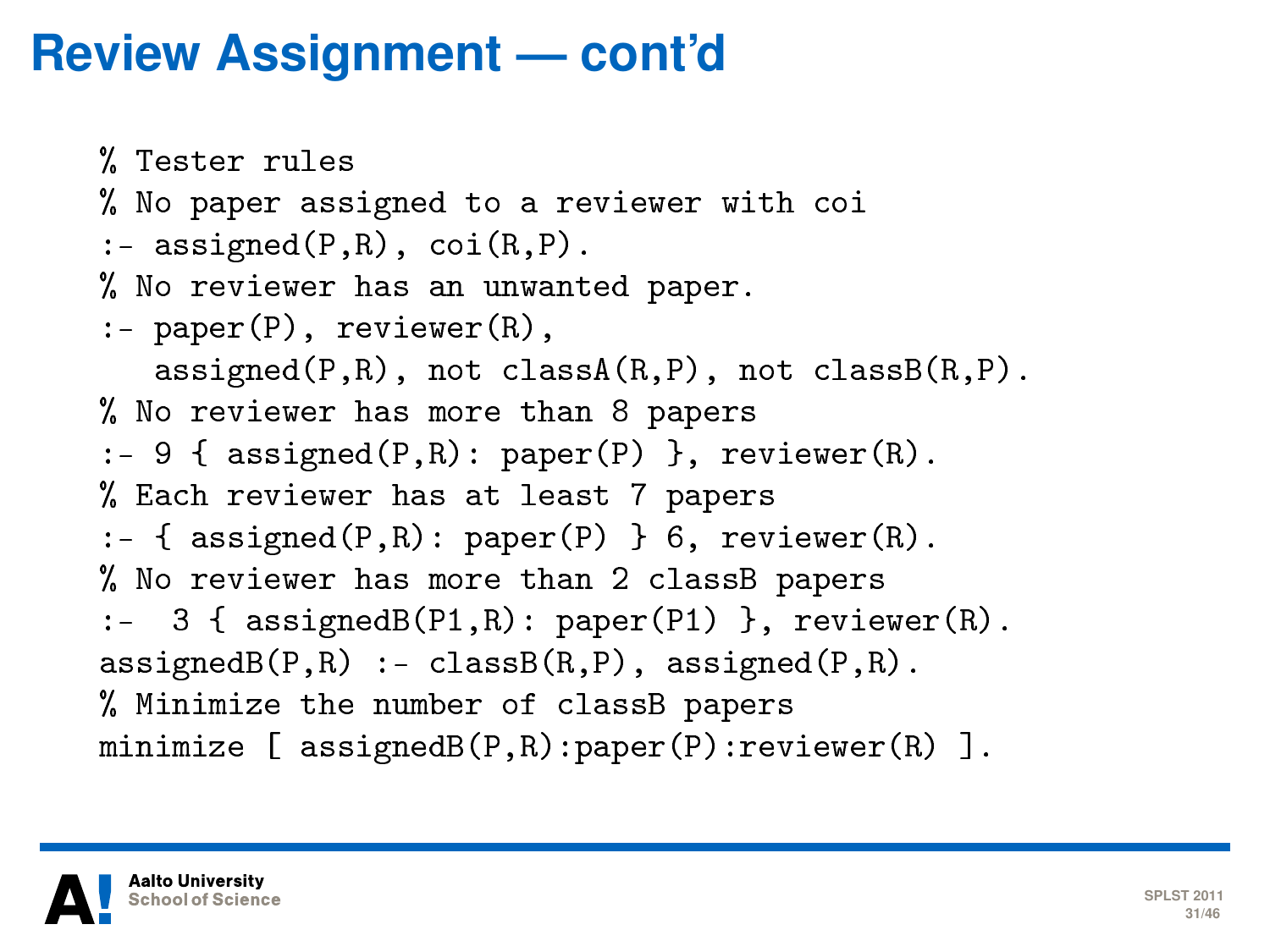# Review Assignment — cont'd

```
% Tester rules
% No paper assigned to a reviewer with coi
:- assigned(P,R), coi(R,P).
% No reviewer has an unwanted paper.
:- paper(P), reviewer(R),
   assigned(P,R), not classA(R,P), not classB(R,P).
% No reviewer has more than 8 papers
:- 9 { assigned(P,R): paper(P) }, reviewer(R).
% Each reviewer has at least 7 papers
:- { assigned(P,R): paper(P) } 6, reviewer(R).
% No reviewer has more than 2 classB papers
:-  3 { assignedB(P1,R): paper(P1) }, reviewer(R).
assignedB(P,R) :- classB(R,P), assigned(P,R).
% Minimize the number of classB papers
minimize [ assignedB(P,R):paper(P):reviewer(R) ].
```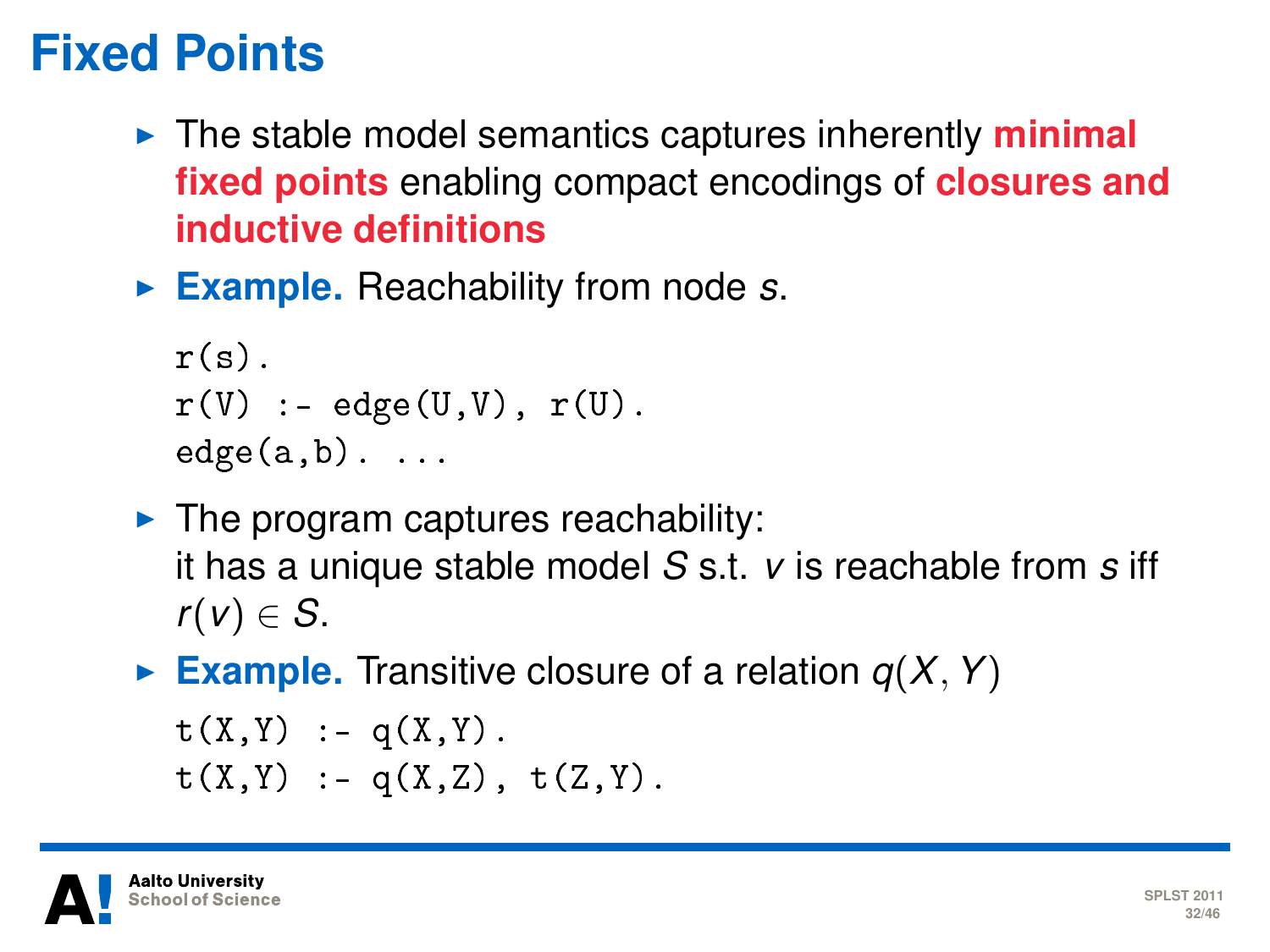# Fixed Points

- The stable model semantics captures inherently **minimal fixed points** enabling compact encodings of **closures and inductive definitions**
- **Example.** Reachability from node $s$.

```
r(s).
r(V) :- edge(U,V), r(U).
edge(a,b). ...
```

- The program captures reachability:
  it has a unique stable model $S$ s.t. $v$ is reachable from $s$ iff $r(v) \in S$.
- **Example.** Transitive closure of a relation $q(X, Y)$

```
t(X,Y) :- q(X,Y).
t(X,Y) :- q(X,Z), t(Z,Y).
```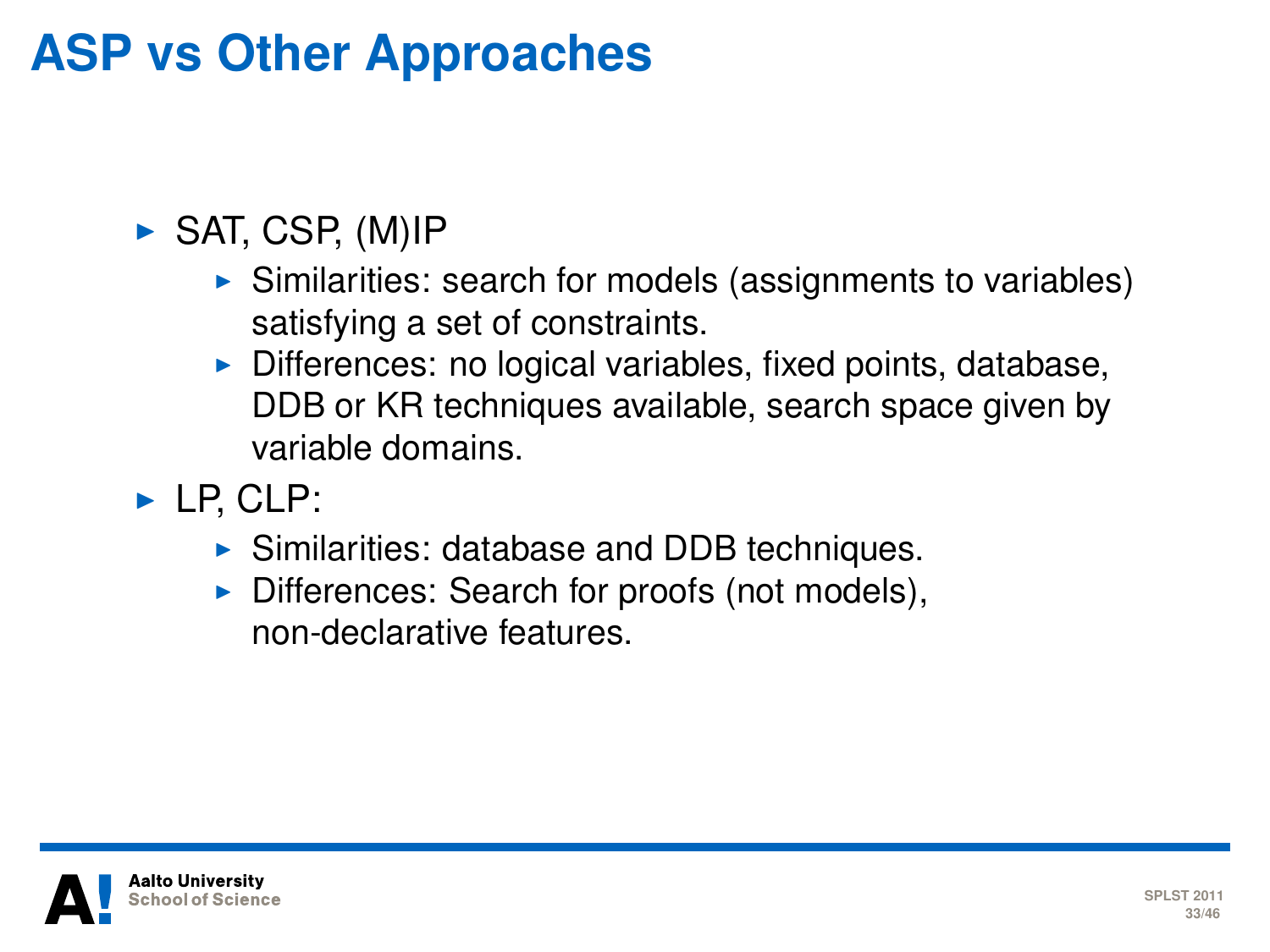# ASP vs Other Approaches

- SAT, CSP, (M)IP
  - Similarities: search for models (assignments to variables) satisfying a set of constraints.
  - Differences: no logical variables, fixed points, database, DDB or KR techniques available, search space given by variable domains.
- LP, CLP:
  - Similarities: database and DDB techniques.
  - Differences: Search for proofs (not models), non-declarative features.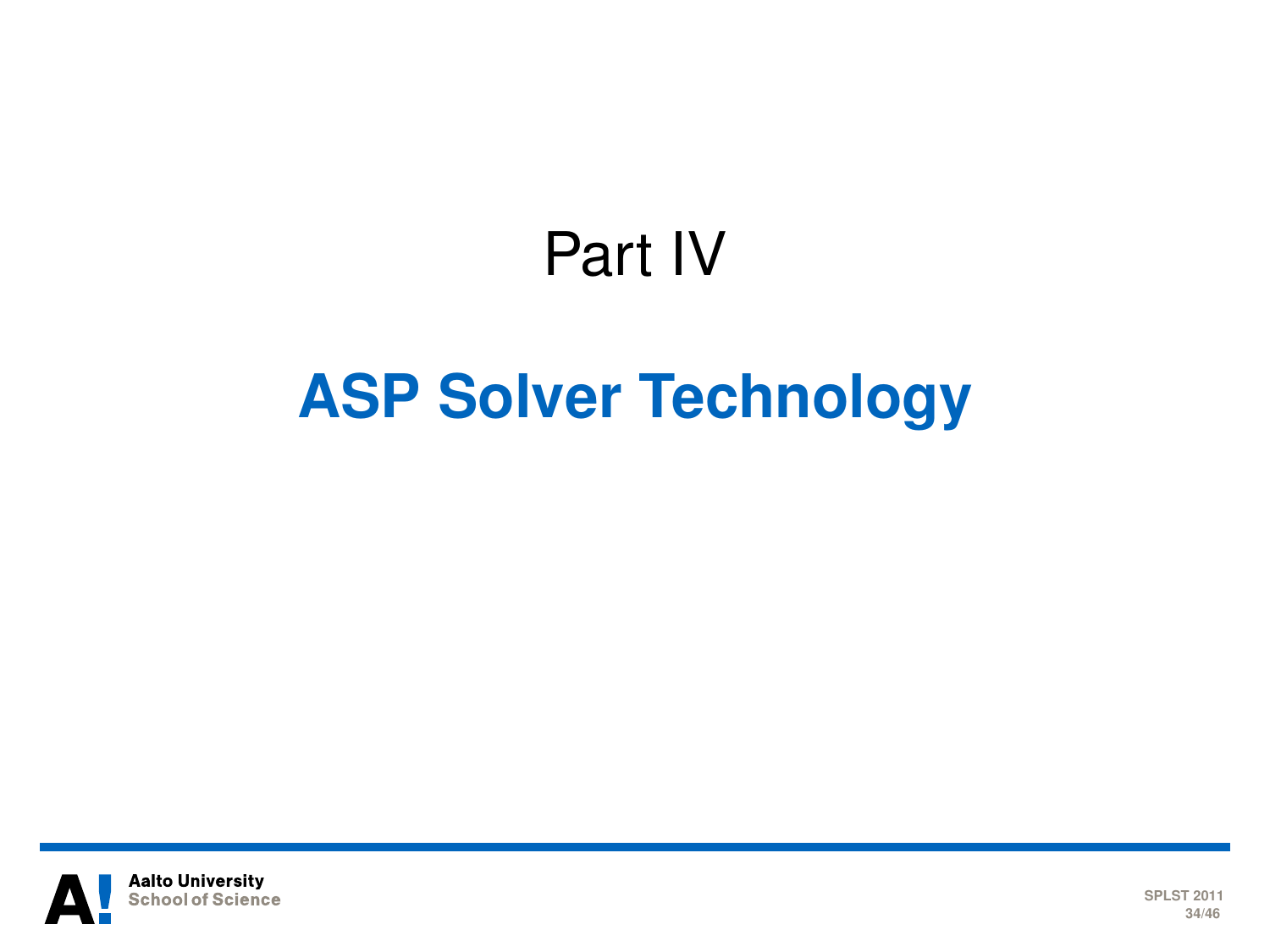# Part IV

# ASP Solver Technology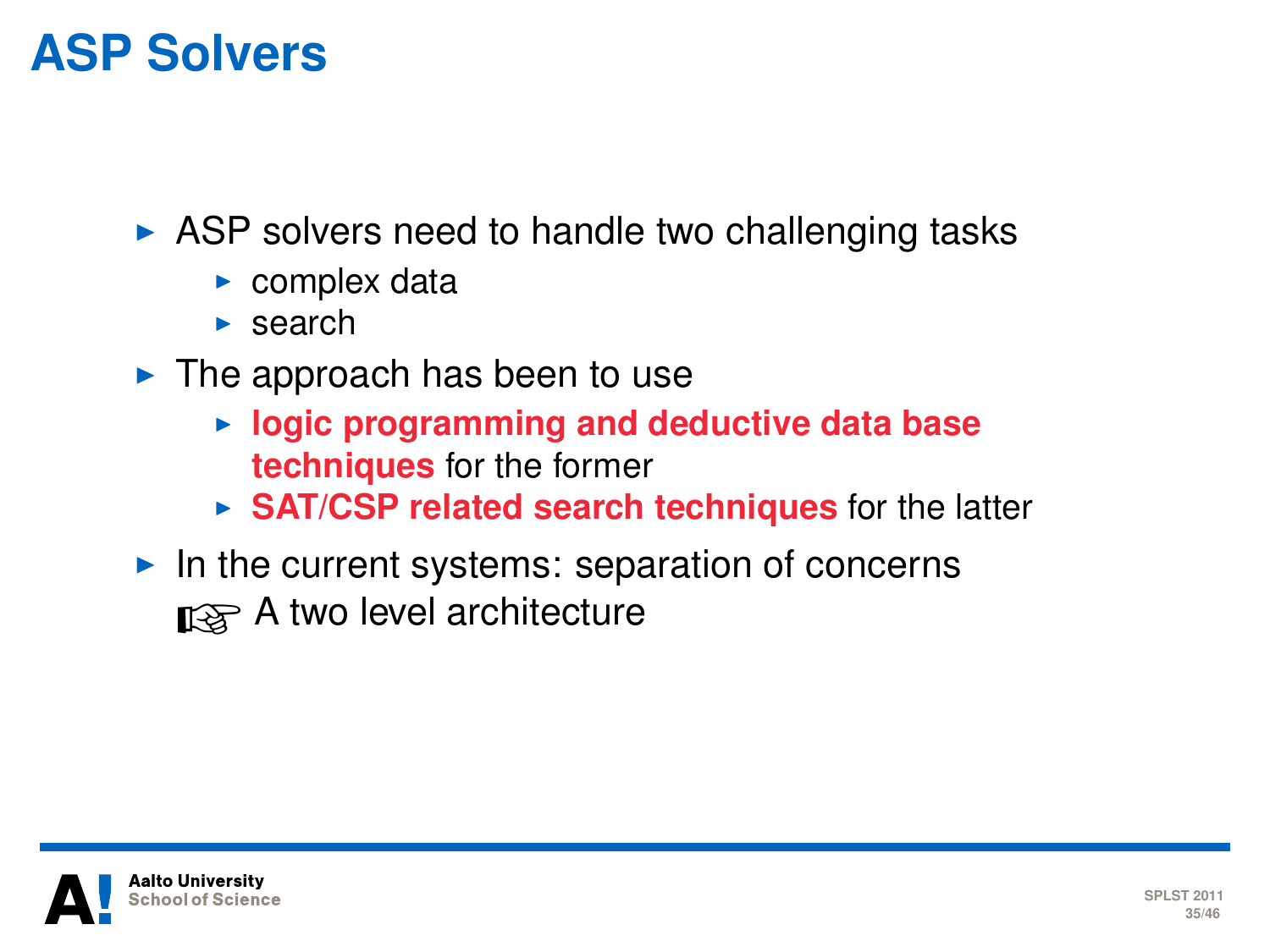# ASP Solvers

- ASP solvers need to handle two challenging tasks
  - complex data
  - search
- The approach has been to use
  - **logic programming and deductive data base techniques** for the former
  - **SAT/CSP related search techniques** for the latter
- In the current systems: separation of concerns

  ☞ A two level architecture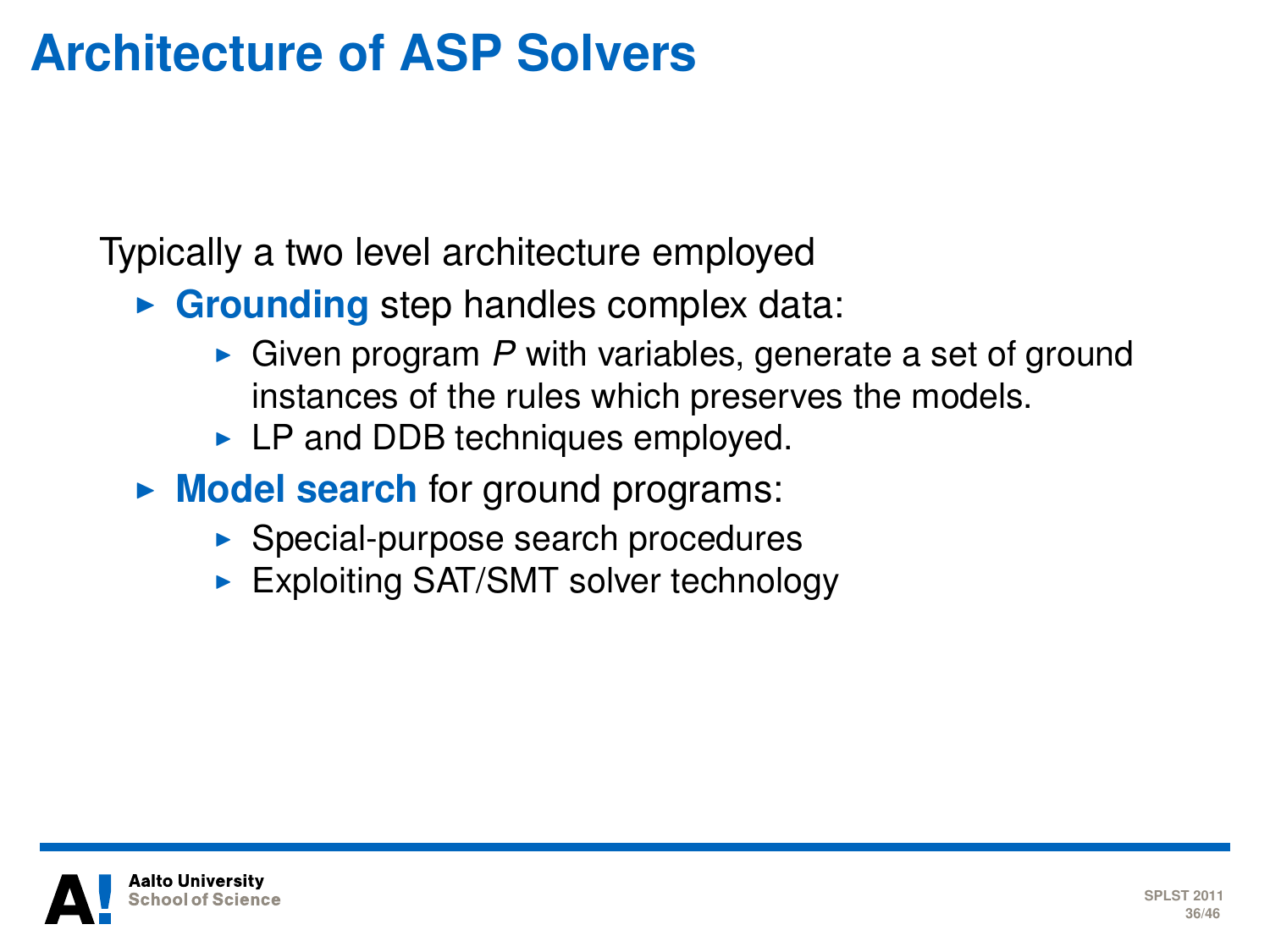# Architecture of ASP Solvers

Typically a two level architecture employed

- **Grounding** step handles complex data:
  - Given program *P* with variables, generate a set of ground instances of the rules which preserves the models.
  - LP and DDB techniques employed.
- **Model search** for ground programs:
  - Special-purpose search procedures
  - Exploiting SAT/SMT solver technology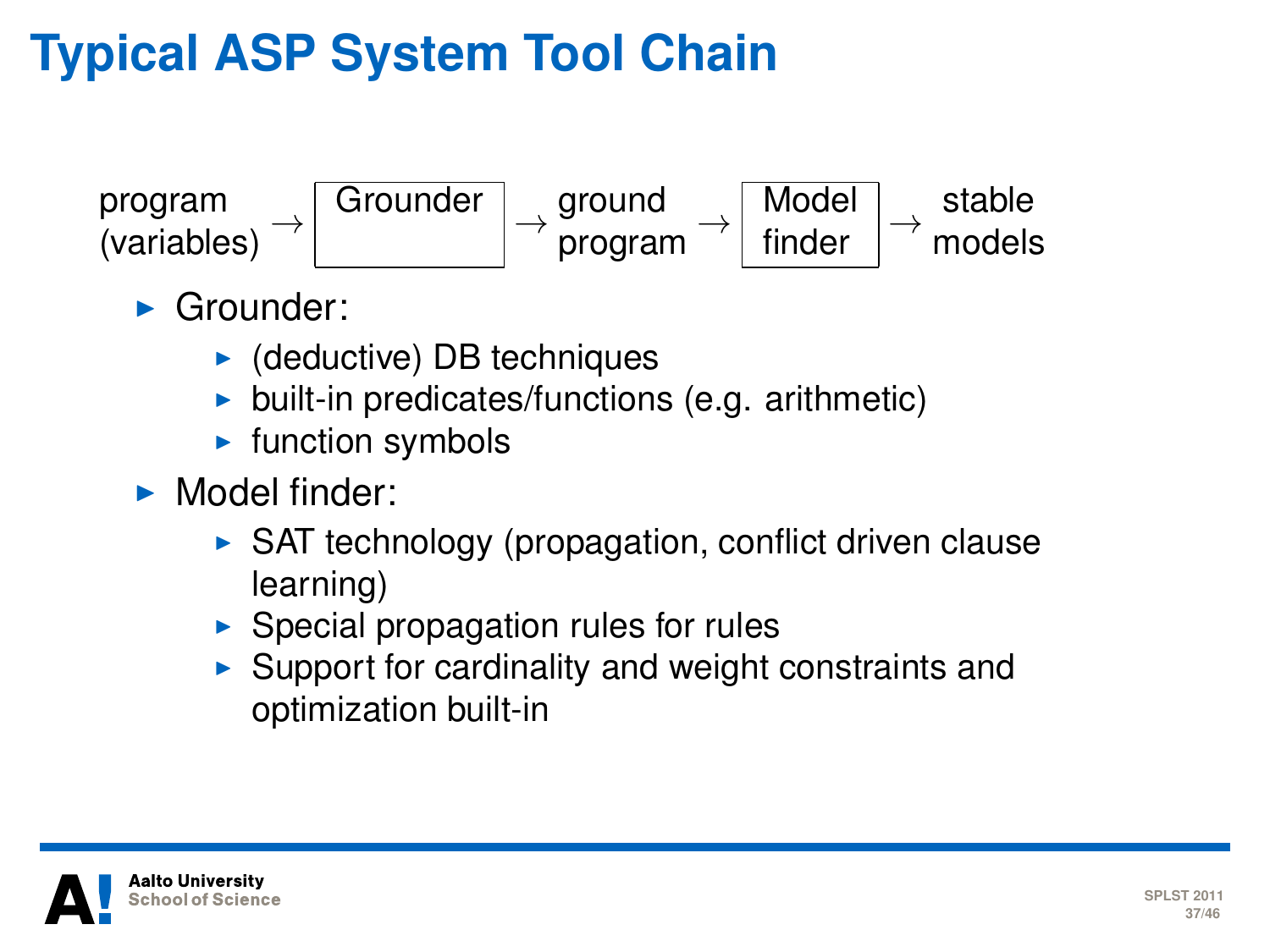# Typical ASP System Tool Chain

program (variables) → [Grounder] → ground program → [Model finder] → stable models

- Grounder:
  - (deductive) DB techniques
  - built-in predicates/functions (e.g. arithmetic)
  - function symbols
- Model finder:
  - SAT technology (propagation, conflict driven clause learning)
  - Special propagation rules for rules
  - Support for cardinality and weight constraints and optimization built-in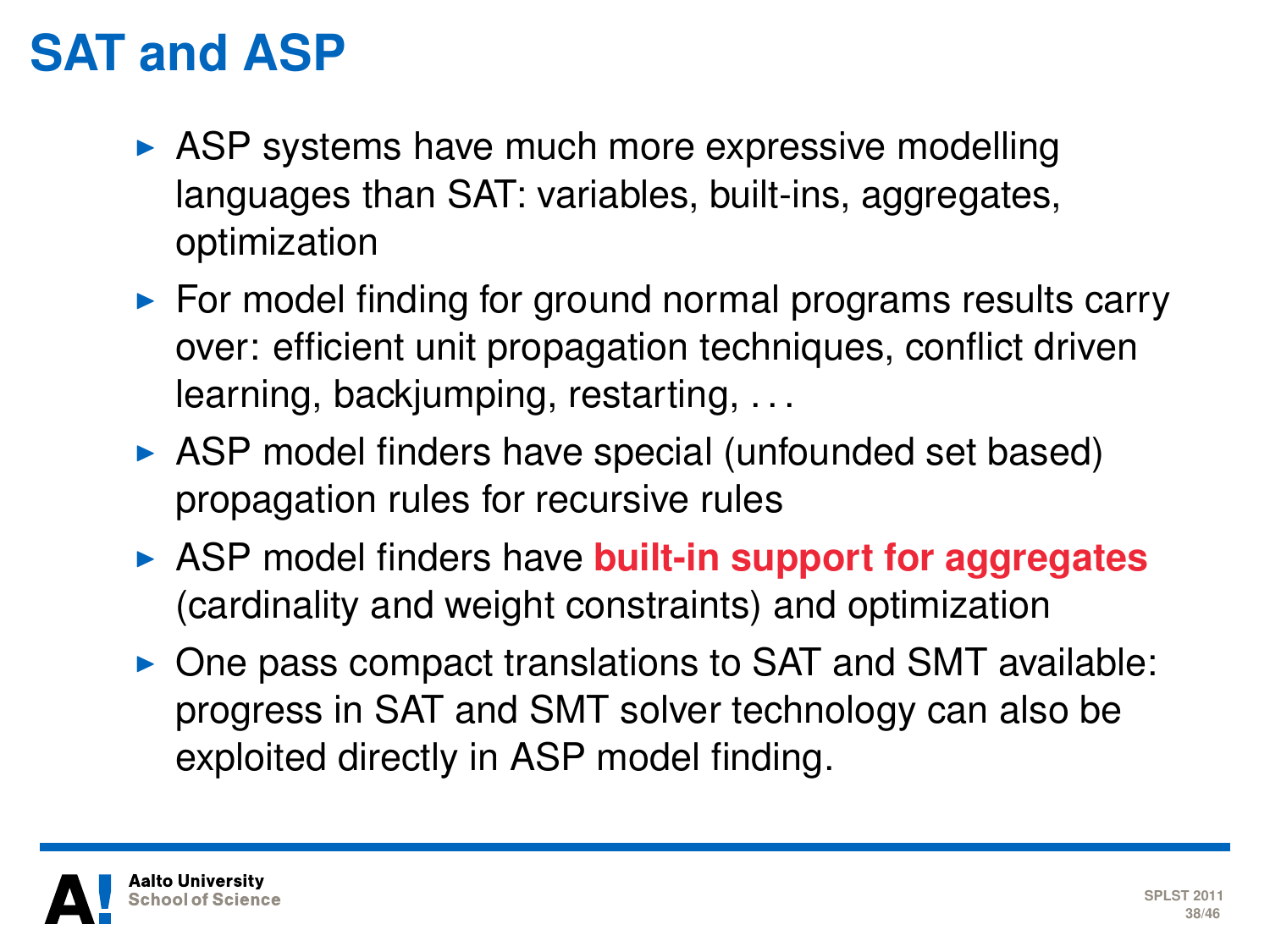# SAT and ASP

- ASP systems have much more expressive modelling languages than SAT: variables, built-ins, aggregates, optimization
- For model finding for ground normal programs results carry over: efficient unit propagation techniques, conflict driven learning, backjumping, restarting, ...
- ASP model finders have special (unfounded set based) propagation rules for recursive rules
- ASP model finders have **built-in support for aggregates** (cardinality and weight constraints) and optimization
- One pass compact translations to SAT and SMT available: progress in SAT and SMT solver technology can also be exploited directly in ASP model finding.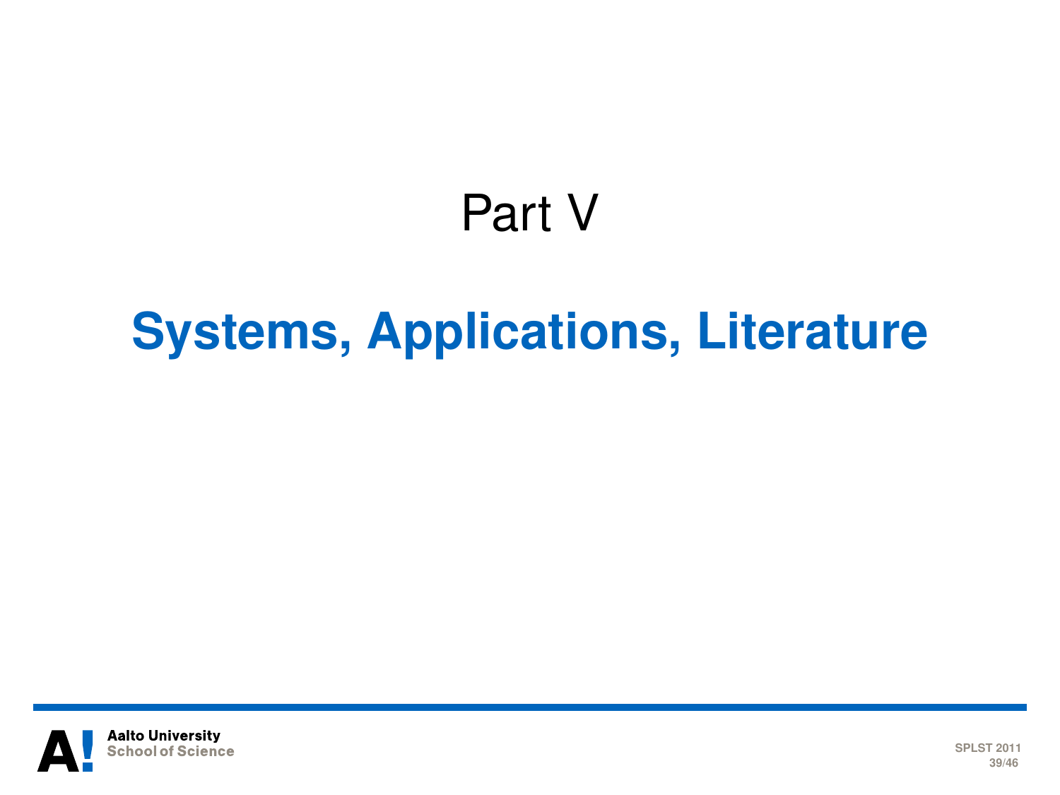# Part V

## Systems, Applications, Literature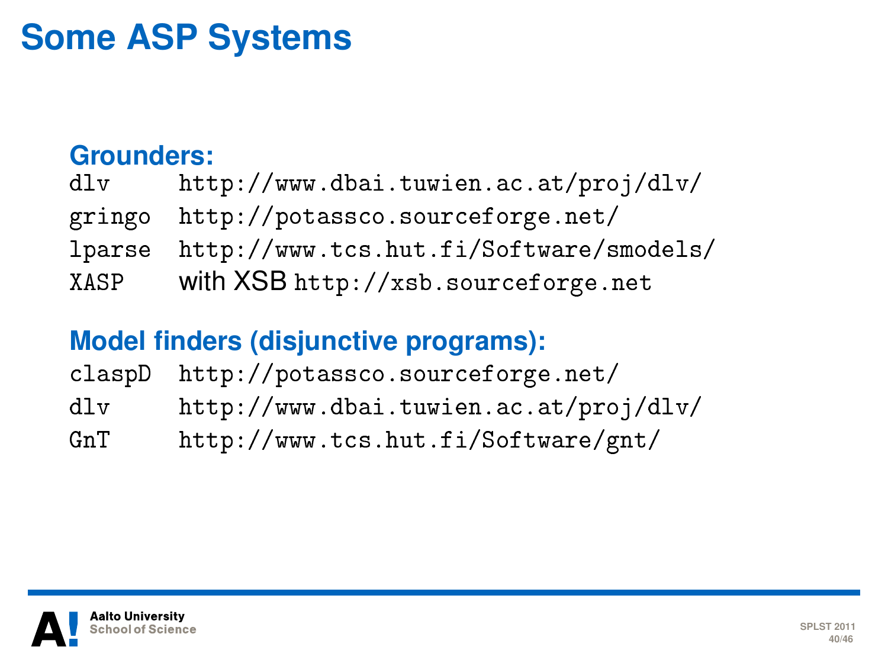# Some ASP Systems

**Grounders:**

| | |
|---|---|
| `dlv` | `http://www.dbai.tuwien.ac.at/proj/dlv/` |
| `gringo` | `http://potassco.sourceforge.net/` |
| `lparse` | `http://www.tcs.hut.fi/Software/smodels/` |
| `XASP` | with XSB `http://xsb.sourceforge.net` |

**Model finders (disjunctive programs):**

| | |
|---|---|
| `claspD` | `http://potassco.sourceforge.net/` |
| `dlv` | `http://www.dbai.tuwien.ac.at/proj/dlv/` |
| `GnT` | `http://www.tcs.hut.fi/Software/gnt/` |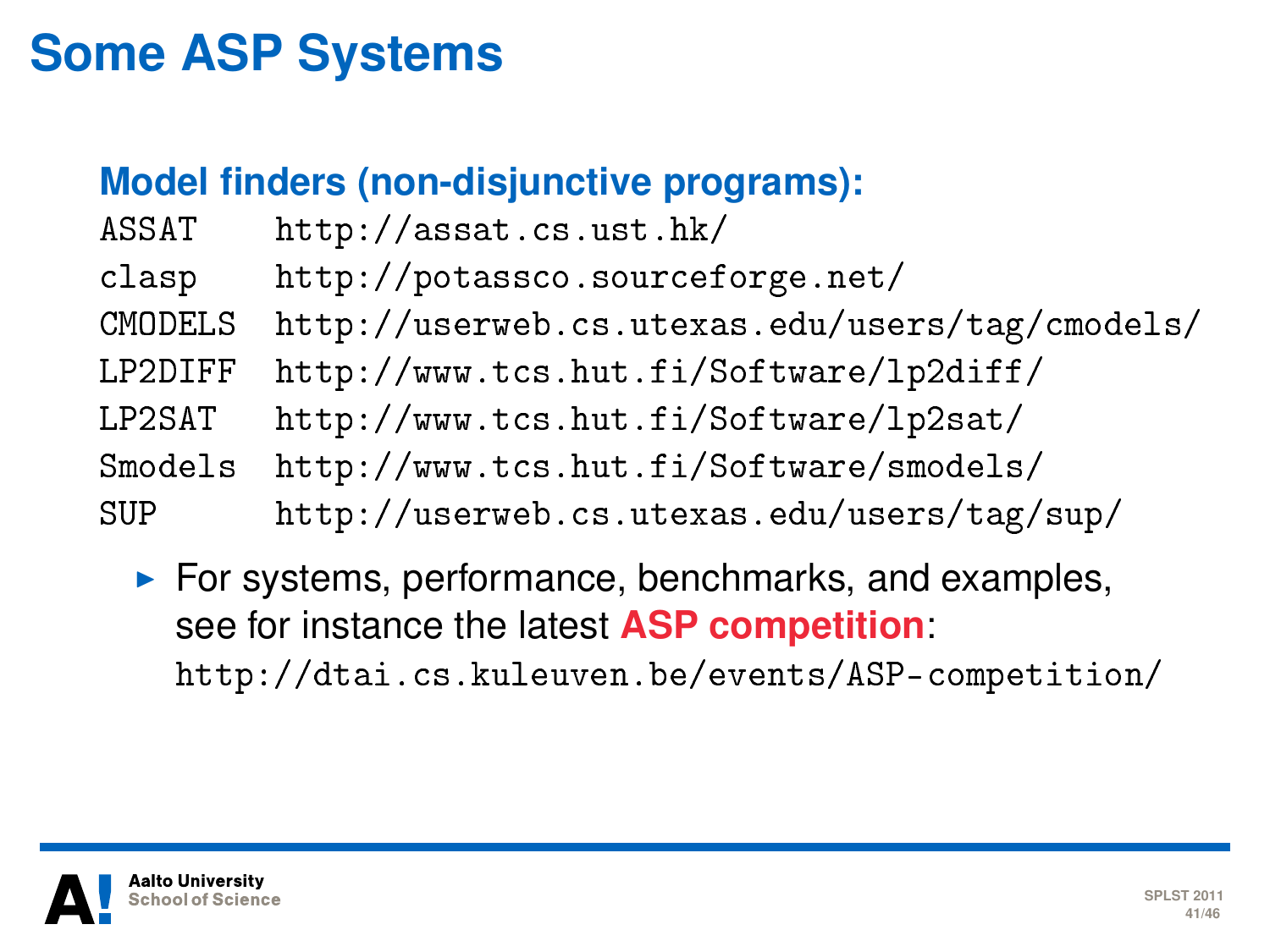# Some ASP Systems

## Model finders (non-disjunctive programs):

| | |
|---|---|
| ASSAT | http://assat.cs.ust.hk/ |
| clasp | http://potassco.sourceforge.net/ |
| CMODELS | http://userweb.cs.utexas.edu/users/tag/cmodels/ |
| LP2DIFF | http://www.tcs.hut.fi/Software/lp2diff/ |
| LP2SAT | http://www.tcs.hut.fi/Software/lp2sat/ |
| Smodels | http://www.tcs.hut.fi/Software/smodels/ |
| SUP | http://userweb.cs.utexas.edu/users/tag/sup/ |

- For systems, performance, benchmarks, and examples, see for instance the latest **ASP competition**:
  http://dtai.cs.kuleuven.be/events/ASP-competition/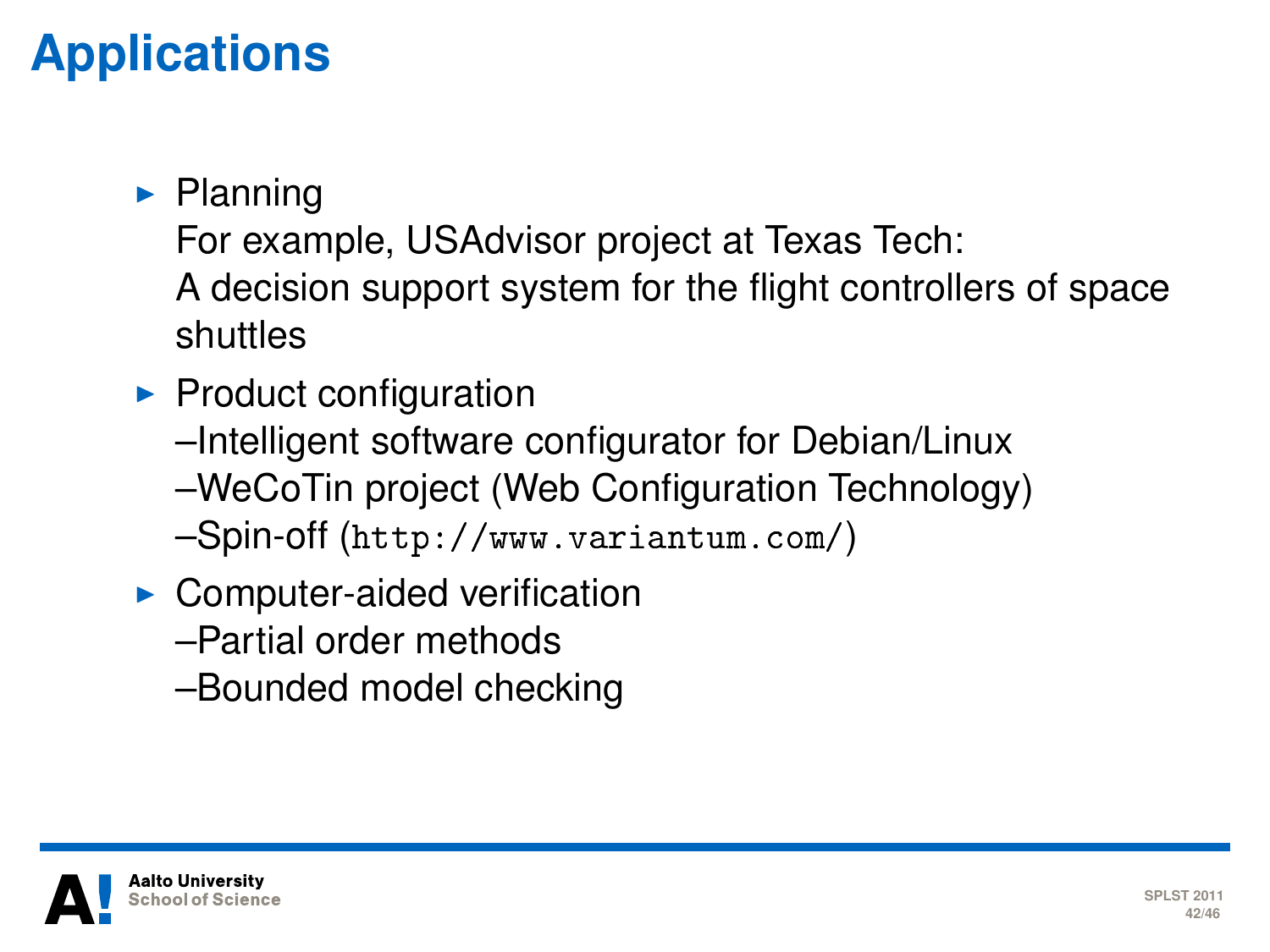# Applications

- Planning
  For example, USAdvisor project at Texas Tech:
  A decision support system for the flight controllers of space shuttles
- Product configuration
  –Intelligent software configurator for Debian/Linux
  –WeCoTin project (Web Configuration Technology)
  –Spin-off (`http://www.variantum.com/`)
- Computer-aided verification
  –Partial order methods
  –Bounded model checking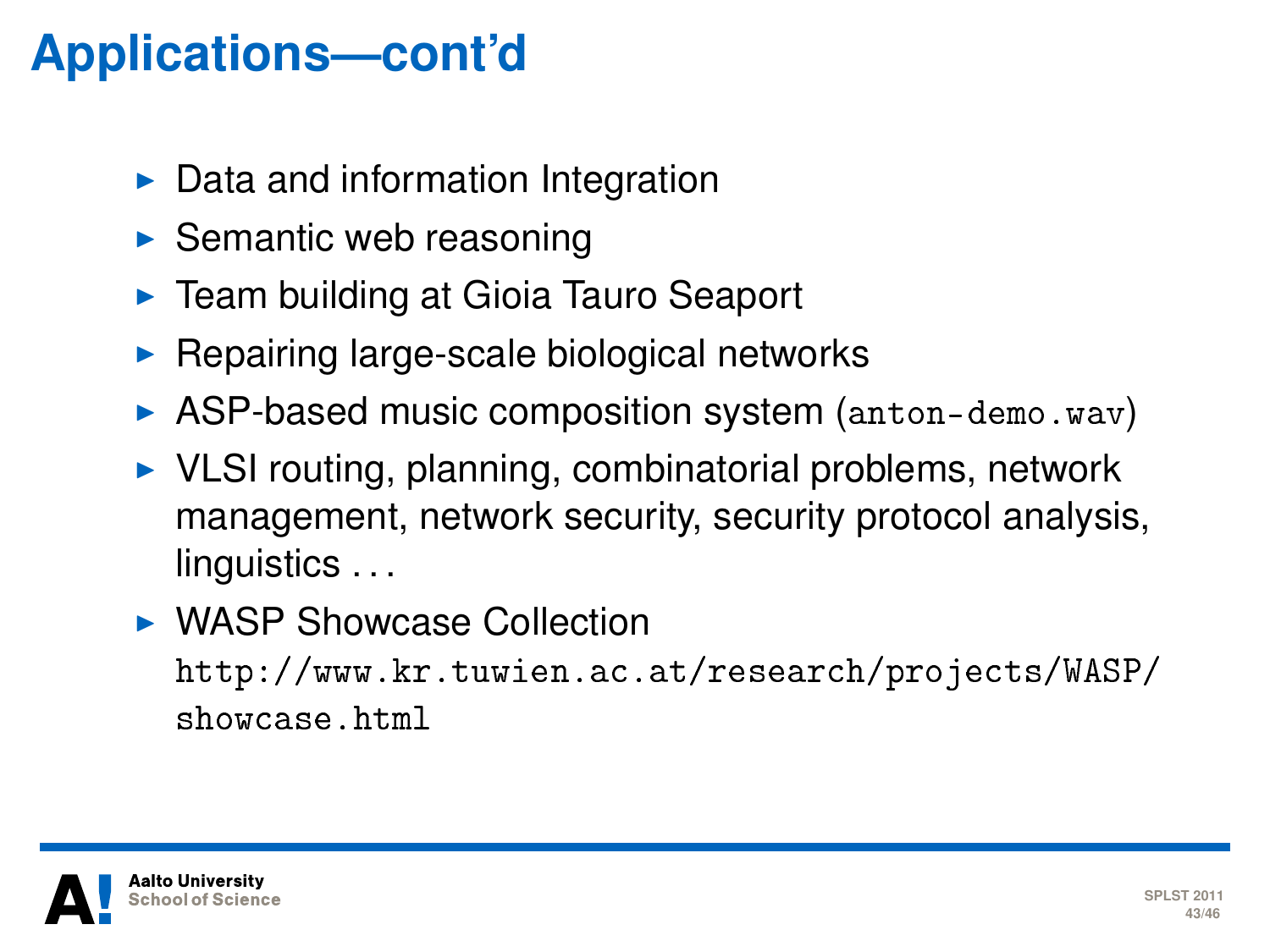# Applications—cont'd

- Data and information Integration
- Semantic web reasoning
- Team building at Gioia Tauro Seaport
- Repairing large-scale biological networks
- ASP-based music composition system (`anton-demo.wav`)
- VLSI routing, planning, combinatorial problems, network management, network security, security protocol analysis, linguistics . . .
- WASP Showcase Collection
  `http://www.kr.tuwien.ac.at/research/projects/WASP/showcase.html`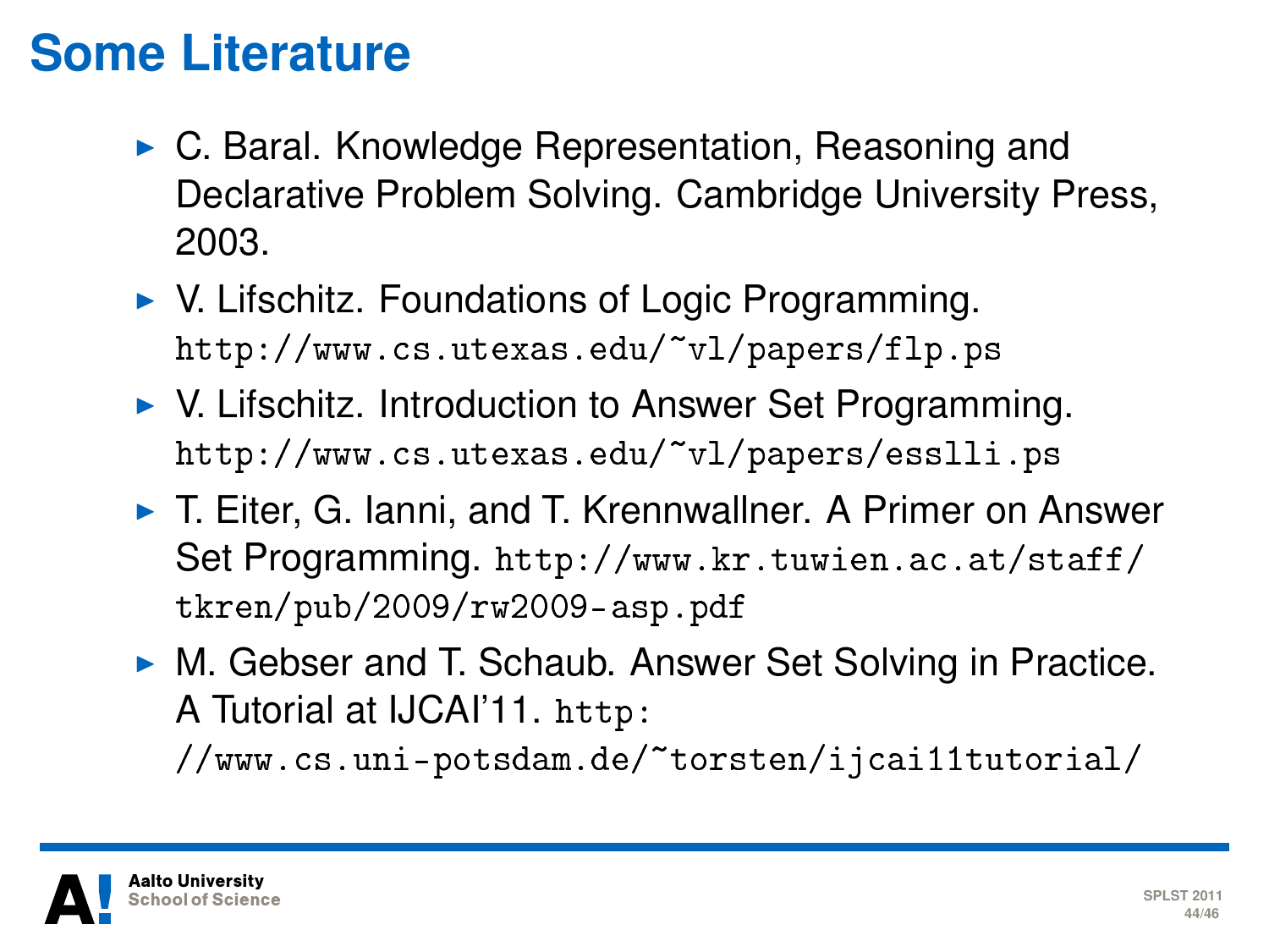# Some Literature

- C. Baral. Knowledge Representation, Reasoning and Declarative Problem Solving. Cambridge University Press, 2003.
- V. Lifschitz. Foundations of Logic Programming. `http://www.cs.utexas.edu/~vl/papers/flp.ps`
- V. Lifschitz. Introduction to Answer Set Programming. `http://www.cs.utexas.edu/~vl/papers/esslli.ps`
- T. Eiter, G. Ianni, and T. Krennwallner. A Primer on Answer Set Programming. `http://www.kr.tuwien.ac.at/staff/tkren/pub/2009/rw2009-asp.pdf`
- M. Gebser and T. Schaub. Answer Set Solving in Practice. A Tutorial at IJCAI'11. `http://www.cs.uni-potsdam.de/~torsten/ijcai11tutorial/`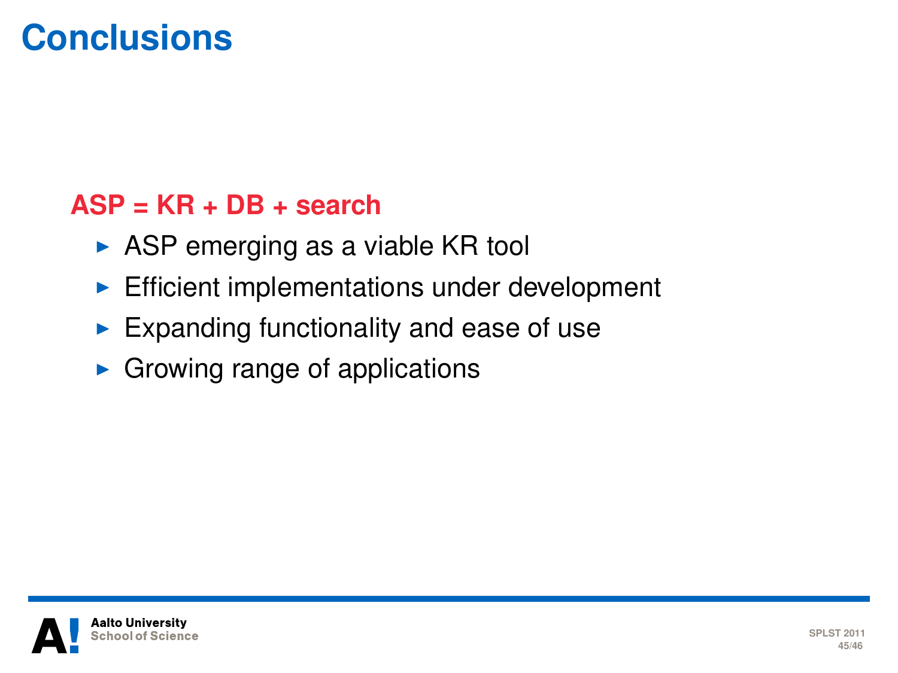# Conclusions

**ASP = KR + DB + search**

- ASP emerging as a viable KR tool
- Efficient implementations under development
- Expanding functionality and ease of use
- Growing range of applications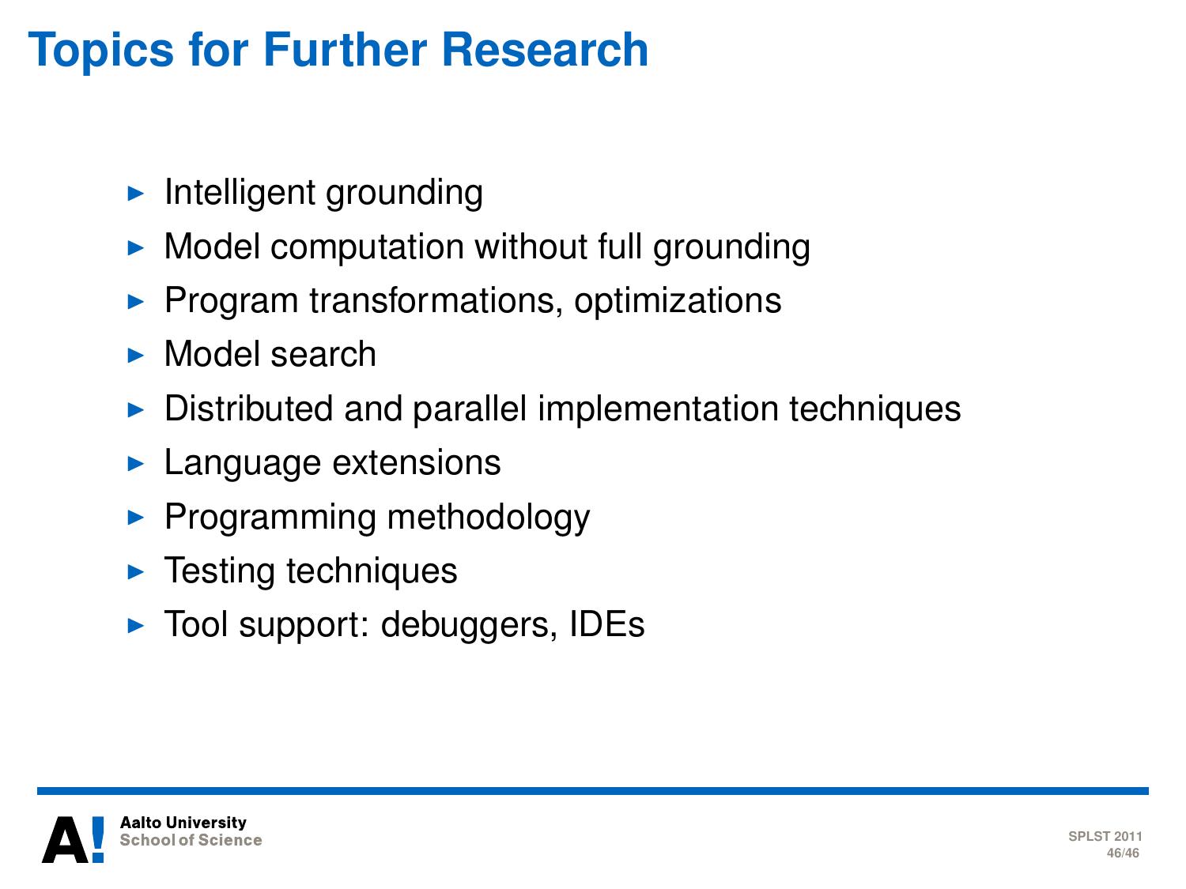# Topics for Further Research

- Intelligent grounding
- Model computation without full grounding
- Program transformations, optimizations
- Model search
- Distributed and parallel implementation techniques
- Language extensions
- Programming methodology
- Testing techniques
- Tool support: debuggers, IDEs